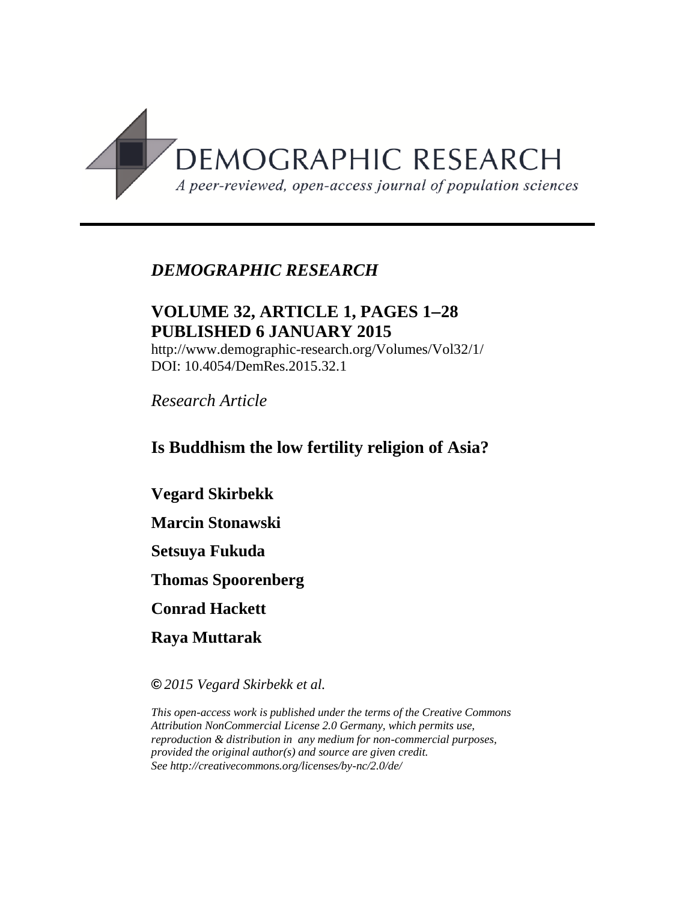DEMOGRAPHIC RESEARCH

*A peer-reviewed, open-access journal of population sciences*

*DEMOGRAPHIC RESEARCH*

**VOLUME 32, ARTICLE 1, PAGES 1–28**
**PUBLISHED 6 JANUARY 2015**

http://www.demographic-research.org/Volumes/Vol32/1/
DOI: 10.4054/DemRes.2015.32.1

*Research Article*

# Is Buddhism the low fertility religion of Asia?

**Vegard Skirbekk**

**Marcin Stonawski**

**Setsuya Fukuda**

**Thomas Spoorenberg**

**Conrad Hackett**

**Raya Muttarak**

*© 2015 Vegard Skirbekk et al.*

*This open-access work is published under the terms of the Creative Commons Attribution NonCommercial License 2.0 Germany, which permits use, reproduction & distribution in any medium for non-commercial purposes, provided the original author(s) and source are given credit.*
*See http://creativecommons.org/licenses/by-nc/2.0/de/*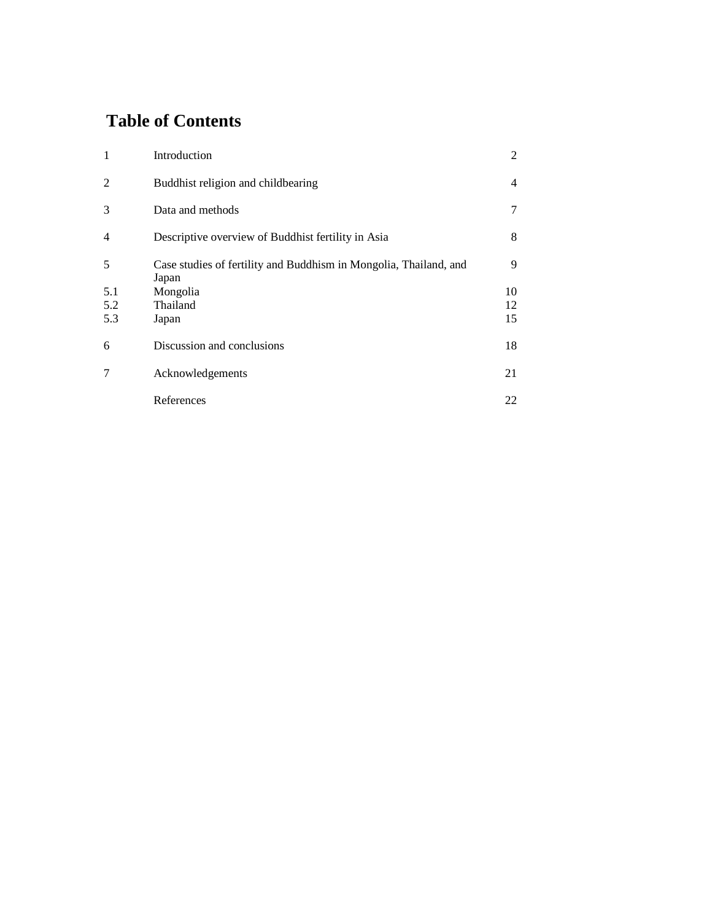# Table of Contents

| | | |
|---|---|---|
| 1 | Introduction | 2 |
| 2 | Buddhist religion and childbearing | 4 |
| 3 | Data and methods | 7 |
| 4 | Descriptive overview of Buddhist fertility in Asia | 8 |
| 5 | Case studies of fertility and Buddhism in Mongolia, Thailand, and Japan | 9 |
| 5.1 | Mongolia | 10 |
| 5.2 | Thailand | 12 |
| 5.3 | Japan | 15 |
| 6 | Discussion and conclusions | 18 |
| 7 | Acknowledgements | 21 |
| | References | 22 |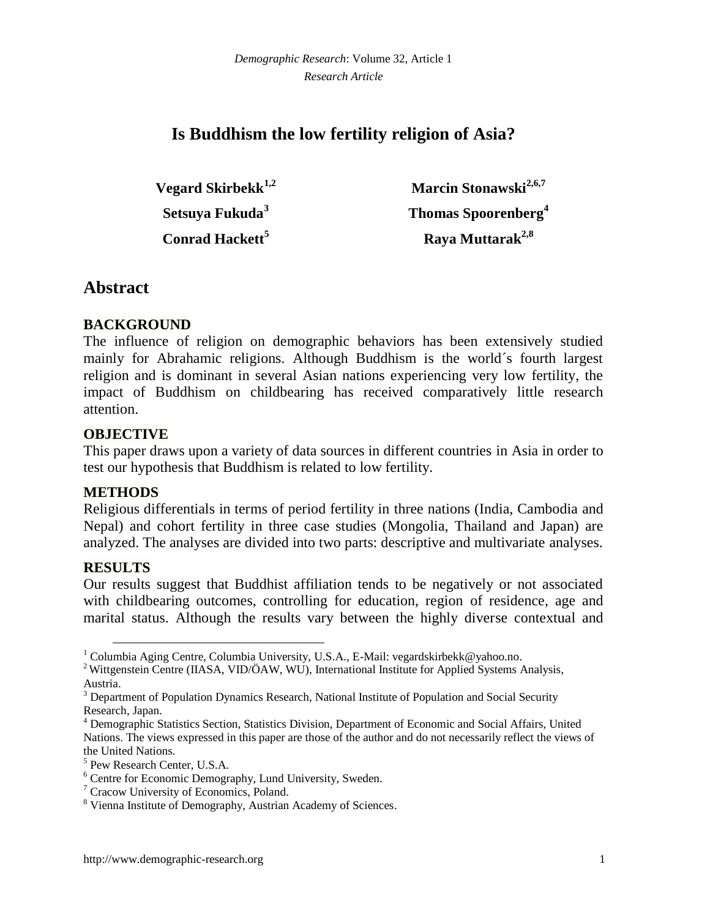# Is Buddhism the low fertility religion of Asia?

**Vegard Skirbekk**[1,2]

**Marcin Stonawski**[2,6,7]

**Setsuya Fukuda**[3]

**Thomas Spoorenberg**[4]

**Conrad Hackett**[5]

**Raya Muttarak**[2,8]

## Abstract

### BACKGROUND

The influence of religion on demographic behaviors has been extensively studied mainly for Abrahamic religions. Although Buddhism is the world´s fourth largest religion and is dominant in several Asian nations experiencing very low fertility, the impact of Buddhism on childbearing has received comparatively little research attention.

### OBJECTIVE

This paper draws upon a variety of data sources in different countries in Asia in order to test our hypothesis that Buddhism is related to low fertility.

### METHODS

Religious differentials in terms of period fertility in three nations (India, Cambodia and Nepal) and cohort fertility in three case studies (Mongolia, Thailand and Japan) are analyzed. The analyses are divided into two parts: descriptive and multivariate analyses.

### RESULTS

Our results suggest that Buddhist affiliation tends to be negatively or not associated with childbearing outcomes, controlling for education, region of residence, age and marital status. Although the results vary between the highly diverse contextual and

---

[1] Columbia Aging Centre, Columbia University, U.S.A., E-Mail: vegardskirbekk@yahoo.no.

[2] Wittgenstein Centre (IIASA, VID/ÖAW, WU), International Institute for Applied Systems Analysis, Austria.

[3] Department of Population Dynamics Research, National Institute of Population and Social Security Research, Japan.

[4] Demographic Statistics Section, Statistics Division, Department of Economic and Social Affairs, United Nations. The views expressed in this paper are those of the author and do not necessarily reflect the views of the United Nations.

[5] Pew Research Center, U.S.A.

[6] Centre for Economic Demography, Lund University, Sweden.

[7] Cracow University of Economics, Poland.

[8] Vienna Institute of Demography, Austrian Academy of Sciences.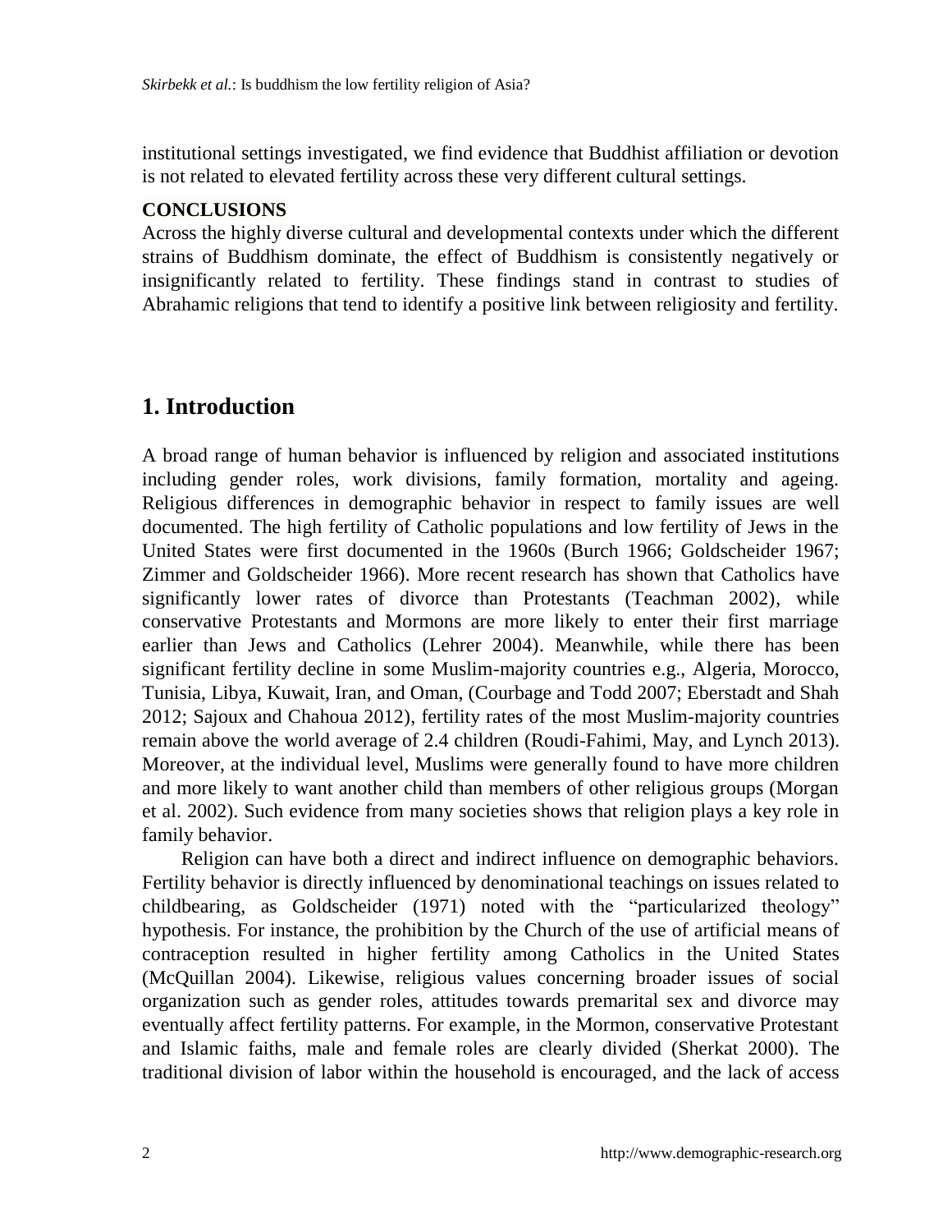institutional settings investigated, we find evidence that Buddhist affiliation or devotion is not related to elevated fertility across these very different cultural settings.

**CONCLUSIONS**

Across the highly diverse cultural and developmental contexts under which the different strains of Buddhism dominate, the effect of Buddhism is consistently negatively or insignificantly related to fertility. These findings stand in contrast to studies of Abrahamic religions that tend to identify a positive link between religiosity and fertility.

## 1. Introduction

A broad range of human behavior is influenced by religion and associated institutions including gender roles, work divisions, family formation, mortality and ageing. Religious differences in demographic behavior in respect to family issues are well documented. The high fertility of Catholic populations and low fertility of Jews in the United States were first documented in the 1960s (Burch 1966; Goldscheider 1967; Zimmer and Goldscheider 1966). More recent research has shown that Catholics have significantly lower rates of divorce than Protestants (Teachman 2002), while conservative Protestants and Mormons are more likely to enter their first marriage earlier than Jews and Catholics (Lehrer 2004). Meanwhile, while there has been significant fertility decline in some Muslim-majority countries e.g., Algeria, Morocco, Tunisia, Libya, Kuwait, Iran, and Oman, (Courbage and Todd 2007; Eberstadt and Shah 2012; Sajoux and Chahoua 2012), fertility rates of the most Muslim-majority countries remain above the world average of 2.4 children (Roudi-Fahimi, May, and Lynch 2013). Moreover, at the individual level, Muslims were generally found to have more children and more likely to want another child than members of other religious groups (Morgan et al. 2002). Such evidence from many societies shows that religion plays a key role in family behavior.

Religion can have both a direct and indirect influence on demographic behaviors. Fertility behavior is directly influenced by denominational teachings on issues related to childbearing, as Goldscheider (1971) noted with the "particularized theology" hypothesis. For instance, the prohibition by the Church of the use of artificial means of contraception resulted in higher fertility among Catholics in the United States (McQuillan 2004). Likewise, religious values concerning broader issues of social organization such as gender roles, attitudes towards premarital sex and divorce may eventually affect fertility patterns. For example, in the Mormon, conservative Protestant and Islamic faiths, male and female roles are clearly divided (Sherkat 2000). The traditional division of labor within the household is encouraged, and the lack of access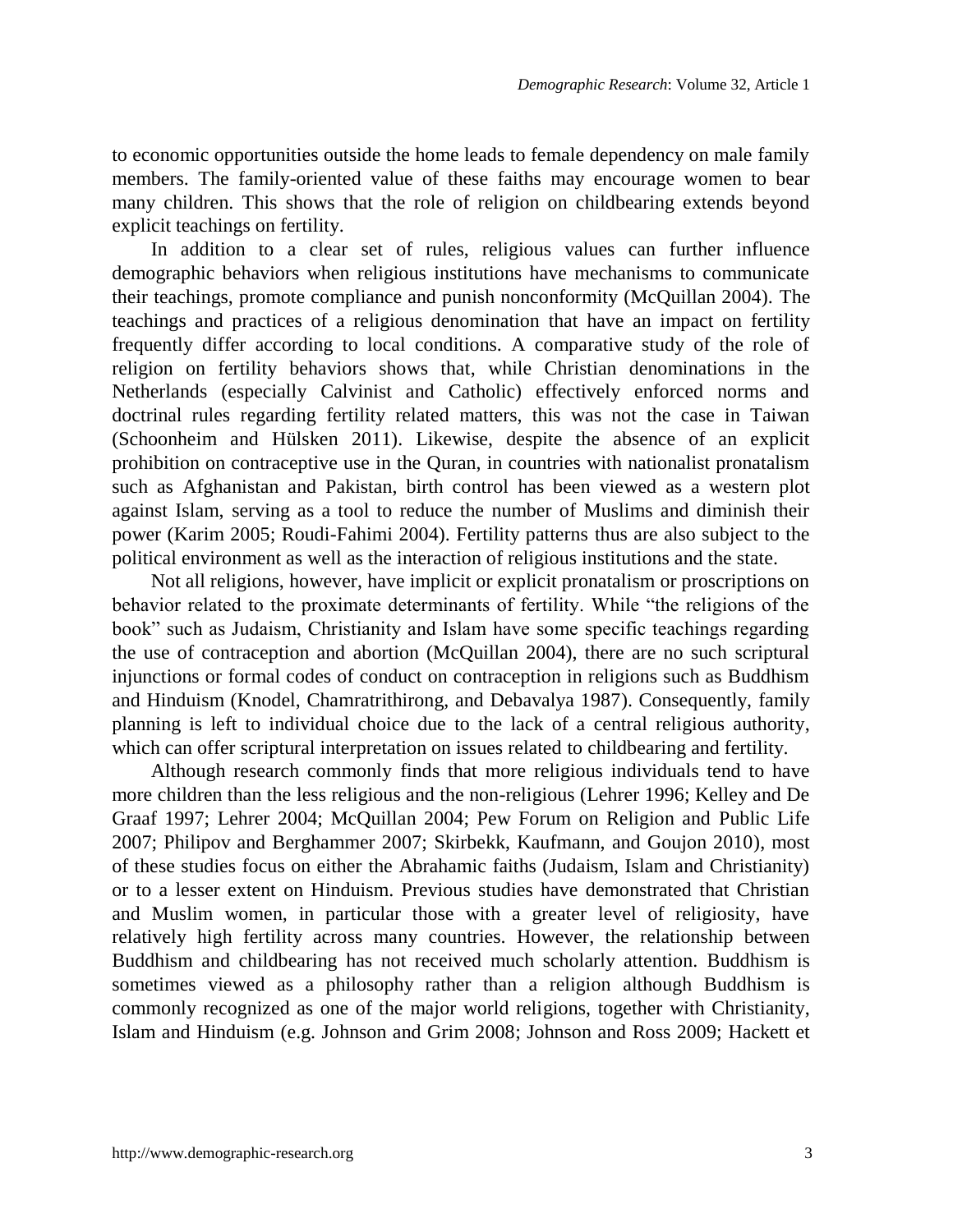to economic opportunities outside the home leads to female dependency on male family members. The family-oriented value of these faiths may encourage women to bear many children. This shows that the role of religion on childbearing extends beyond explicit teachings on fertility.

In addition to a clear set of rules, religious values can further influence demographic behaviors when religious institutions have mechanisms to communicate their teachings, promote compliance and punish nonconformity (McQuillan 2004). The teachings and practices of a religious denomination that have an impact on fertility frequently differ according to local conditions. A comparative study of the role of religion on fertility behaviors shows that, while Christian denominations in the Netherlands (especially Calvinist and Catholic) effectively enforced norms and doctrinal rules regarding fertility related matters, this was not the case in Taiwan (Schoonheim and Hülsken 2011). Likewise, despite the absence of an explicit prohibition on contraceptive use in the Quran, in countries with nationalist pronatalism such as Afghanistan and Pakistan, birth control has been viewed as a western plot against Islam, serving as a tool to reduce the number of Muslims and diminish their power (Karim 2005; Roudi-Fahimi 2004). Fertility patterns thus are also subject to the political environment as well as the interaction of religious institutions and the state.

Not all religions, however, have implicit or explicit pronatalism or proscriptions on behavior related to the proximate determinants of fertility. While "the religions of the book" such as Judaism, Christianity and Islam have some specific teachings regarding the use of contraception and abortion (McQuillan 2004), there are no such scriptural injunctions or formal codes of conduct on contraception in religions such as Buddhism and Hinduism (Knodel, Chamratrithirong, and Debavalya 1987). Consequently, family planning is left to individual choice due to the lack of a central religious authority, which can offer scriptural interpretation on issues related to childbearing and fertility.

Although research commonly finds that more religious individuals tend to have more children than the less religious and the non-religious (Lehrer 1996; Kelley and De Graaf 1997; Lehrer 2004; McQuillan 2004; Pew Forum on Religion and Public Life 2007; Philipov and Berghammer 2007; Skirbekk, Kaufmann, and Goujon 2010), most of these studies focus on either the Abrahamic faiths (Judaism, Islam and Christianity) or to a lesser extent on Hinduism. Previous studies have demonstrated that Christian and Muslim women, in particular those with a greater level of religiosity, have relatively high fertility across many countries. However, the relationship between Buddhism and childbearing has not received much scholarly attention. Buddhism is sometimes viewed as a philosophy rather than a religion although Buddhism is commonly recognized as one of the major world religions, together with Christianity, Islam and Hinduism (e.g. Johnson and Grim 2008; Johnson and Ross 2009; Hackett et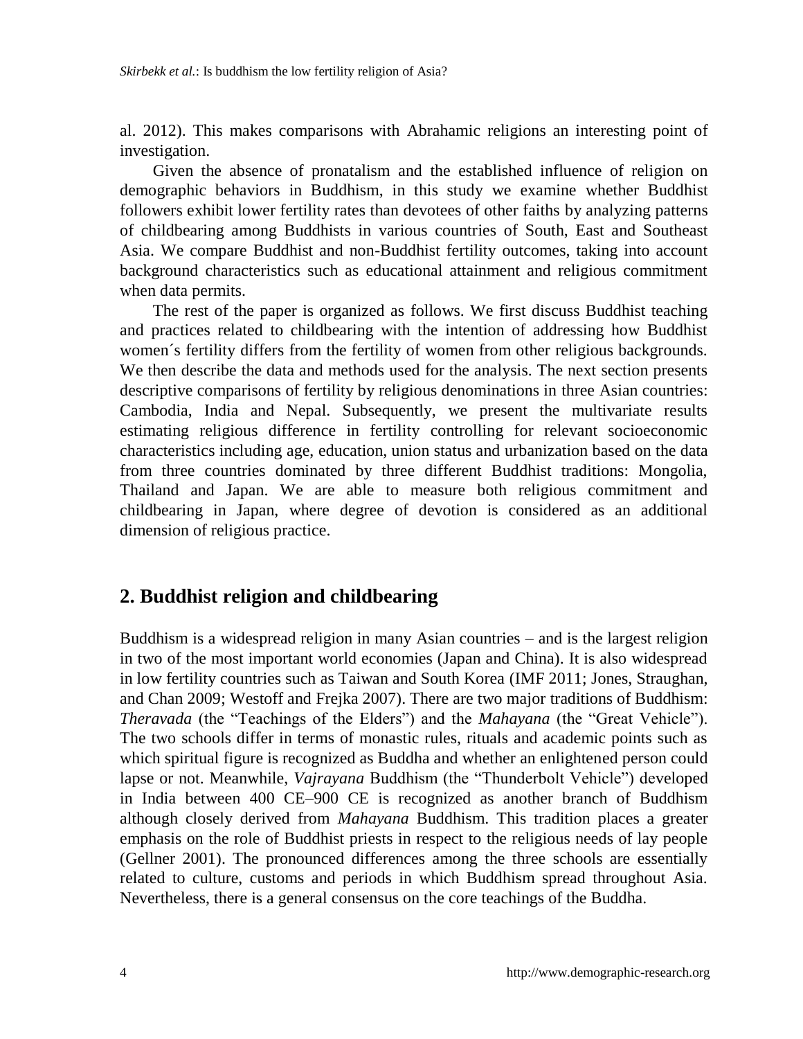al. 2012). This makes comparisons with Abrahamic religions an interesting point of investigation.

Given the absence of pronatalism and the established influence of religion on demographic behaviors in Buddhism, in this study we examine whether Buddhist followers exhibit lower fertility rates than devotees of other faiths by analyzing patterns of childbearing among Buddhists in various countries of South, East and Southeast Asia. We compare Buddhist and non-Buddhist fertility outcomes, taking into account background characteristics such as educational attainment and religious commitment when data permits.

The rest of the paper is organized as follows. We first discuss Buddhist teaching and practices related to childbearing with the intention of addressing how Buddhist women´s fertility differs from the fertility of women from other religious backgrounds. We then describe the data and methods used for the analysis. The next section presents descriptive comparisons of fertility by religious denominations in three Asian countries: Cambodia, India and Nepal. Subsequently, we present the multivariate results estimating religious difference in fertility controlling for relevant socioeconomic characteristics including age, education, union status and urbanization based on the data from three countries dominated by three different Buddhist traditions: Mongolia, Thailand and Japan. We are able to measure both religious commitment and childbearing in Japan, where degree of devotion is considered as an additional dimension of religious practice.

## 2. Buddhist religion and childbearing

Buddhism is a widespread religion in many Asian countries – and is the largest religion in two of the most important world economies (Japan and China). It is also widespread in low fertility countries such as Taiwan and South Korea (IMF 2011; Jones, Straughan, and Chan 2009; Westoff and Frejka 2007). There are two major traditions of Buddhism: *Theravada* (the "Teachings of the Elders") and the *Mahayana* (the "Great Vehicle"). The two schools differ in terms of monastic rules, rituals and academic points such as which spiritual figure is recognized as Buddha and whether an enlightened person could lapse or not. Meanwhile, *Vajrayana* Buddhism (the "Thunderbolt Vehicle") developed in India between 400 CE–900 CE is recognized as another branch of Buddhism although closely derived from *Mahayana* Buddhism. This tradition places a greater emphasis on the role of Buddhist priests in respect to the religious needs of lay people (Gellner 2001). The pronounced differences among the three schools are essentially related to culture, customs and periods in which Buddhism spread throughout Asia. Nevertheless, there is a general consensus on the core teachings of the Buddha.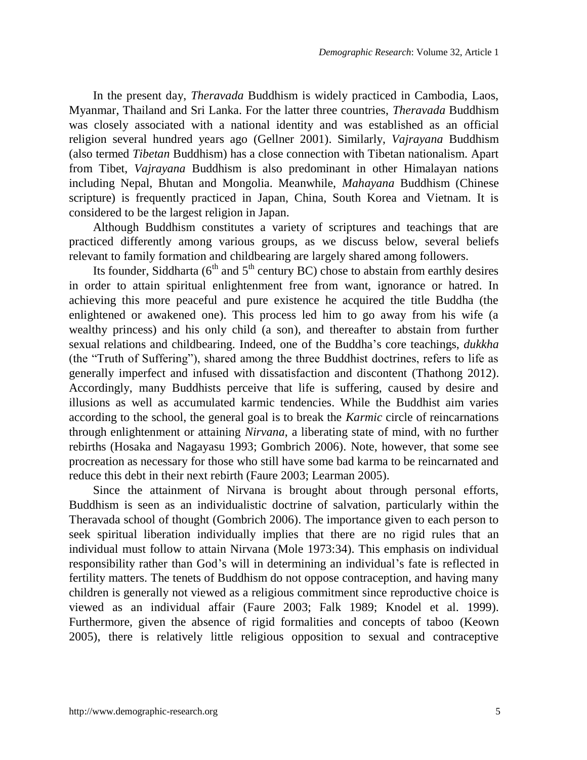In the present day, *Theravada* Buddhism is widely practiced in Cambodia, Laos, Myanmar, Thailand and Sri Lanka. For the latter three countries, *Theravada* Buddhism was closely associated with a national identity and was established as an official religion several hundred years ago (Gellner 2001). Similarly, *Vajrayana* Buddhism (also termed *Tibetan* Buddhism) has a close connection with Tibetan nationalism. Apart from Tibet, *Vajrayana* Buddhism is also predominant in other Himalayan nations including Nepal, Bhutan and Mongolia. Meanwhile, *Mahayana* Buddhism (Chinese scripture) is frequently practiced in Japan, China, South Korea and Vietnam. It is considered to be the largest religion in Japan.

Although Buddhism constitutes a variety of scriptures and teachings that are practiced differently among various groups, as we discuss below, several beliefs relevant to family formation and childbearing are largely shared among followers.

Its founder, Siddharta (6th and 5th century BC) chose to abstain from earthly desires in order to attain spiritual enlightenment free from want, ignorance or hatred. In achieving this more peaceful and pure existence he acquired the title Buddha (the enlightened or awakened one). This process led him to go away from his wife (a wealthy princess) and his only child (a son), and thereafter to abstain from further sexual relations and childbearing. Indeed, one of the Buddha's core teachings, *dukkha* (the "Truth of Suffering"), shared among the three Buddhist doctrines, refers to life as generally imperfect and infused with dissatisfaction and discontent (Thathong 2012). Accordingly, many Buddhists perceive that life is suffering, caused by desire and illusions as well as accumulated karmic tendencies. While the Buddhist aim varies according to the school, the general goal is to break the *Karmic* circle of reincarnations through enlightenment or attaining *Nirvana*, a liberating state of mind, with no further rebirths (Hosaka and Nagayasu 1993; Gombrich 2006). Note, however, that some see procreation as necessary for those who still have some bad karma to be reincarnated and reduce this debt in their next rebirth (Faure 2003; Learman 2005).

Since the attainment of Nirvana is brought about through personal efforts, Buddhism is seen as an individualistic doctrine of salvation, particularly within the Theravada school of thought (Gombrich 2006). The importance given to each person to seek spiritual liberation individually implies that there are no rigid rules that an individual must follow to attain Nirvana (Mole 1973:34). This emphasis on individual responsibility rather than God's will in determining an individual's fate is reflected in fertility matters. The tenets of Buddhism do not oppose contraception, and having many children is generally not viewed as a religious commitment since reproductive choice is viewed as an individual affair (Faure 2003; Falk 1989; Knodel et al. 1999). Furthermore, given the absence of rigid formalities and concepts of taboo (Keown 2005), there is relatively little religious opposition to sexual and contraceptive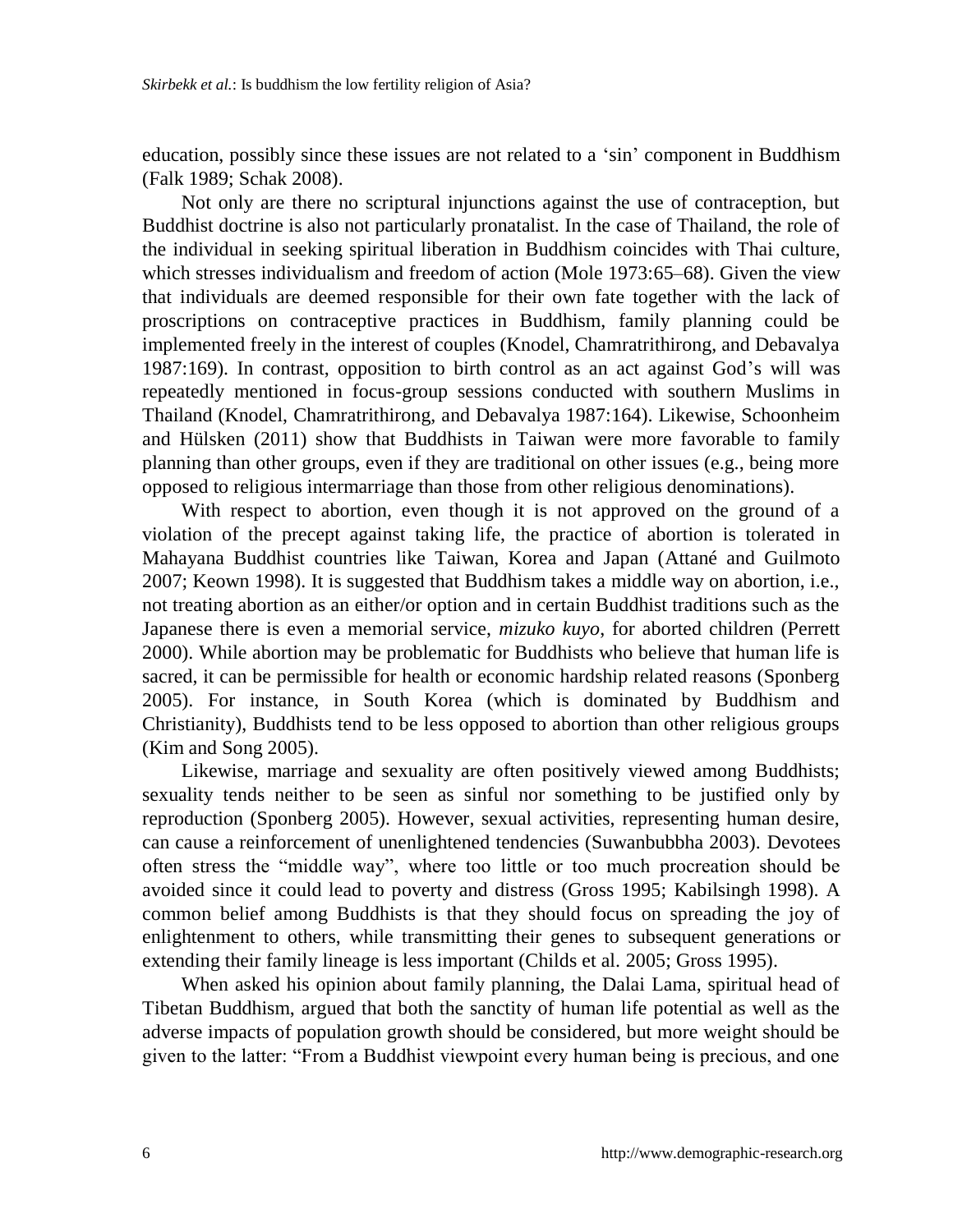education, possibly since these issues are not related to a 'sin' component in Buddhism (Falk 1989; Schak 2008).

Not only are there no scriptural injunctions against the use of contraception, but Buddhist doctrine is also not particularly pronatalist. In the case of Thailand, the role of the individual in seeking spiritual liberation in Buddhism coincides with Thai culture, which stresses individualism and freedom of action (Mole 1973:65–68). Given the view that individuals are deemed responsible for their own fate together with the lack of proscriptions on contraceptive practices in Buddhism, family planning could be implemented freely in the interest of couples (Knodel, Chamratrithirong, and Debavalya 1987:169). In contrast, opposition to birth control as an act against God's will was repeatedly mentioned in focus-group sessions conducted with southern Muslims in Thailand (Knodel, Chamratrithirong, and Debavalya 1987:164). Likewise, Schoonheim and Hülsken (2011) show that Buddhists in Taiwan were more favorable to family planning than other groups, even if they are traditional on other issues (e.g., being more opposed to religious intermarriage than those from other religious denominations).

With respect to abortion, even though it is not approved on the ground of a violation of the precept against taking life, the practice of abortion is tolerated in Mahayana Buddhist countries like Taiwan, Korea and Japan (Attané and Guilmoto 2007; Keown 1998). It is suggested that Buddhism takes a middle way on abortion, i.e., not treating abortion as an either/or option and in certain Buddhist traditions such as the Japanese there is even a memorial service, *mizuko kuyo*, for aborted children (Perrett 2000). While abortion may be problematic for Buddhists who believe that human life is sacred, it can be permissible for health or economic hardship related reasons (Sponberg 2005). For instance, in South Korea (which is dominated by Buddhism and Christianity), Buddhists tend to be less opposed to abortion than other religious groups (Kim and Song 2005).

Likewise, marriage and sexuality are often positively viewed among Buddhists; sexuality tends neither to be seen as sinful nor something to be justified only by reproduction (Sponberg 2005). However, sexual activities, representing human desire, can cause a reinforcement of unenlightened tendencies (Suwanbubbha 2003). Devotees often stress the "middle way", where too little or too much procreation should be avoided since it could lead to poverty and distress (Gross 1995; Kabilsingh 1998). A common belief among Buddhists is that they should focus on spreading the joy of enlightenment to others, while transmitting their genes to subsequent generations or extending their family lineage is less important (Childs et al. 2005; Gross 1995).

When asked his opinion about family planning, the Dalai Lama, spiritual head of Tibetan Buddhism, argued that both the sanctity of human life potential as well as the adverse impacts of population growth should be considered, but more weight should be given to the latter: "From a Buddhist viewpoint every human being is precious, and one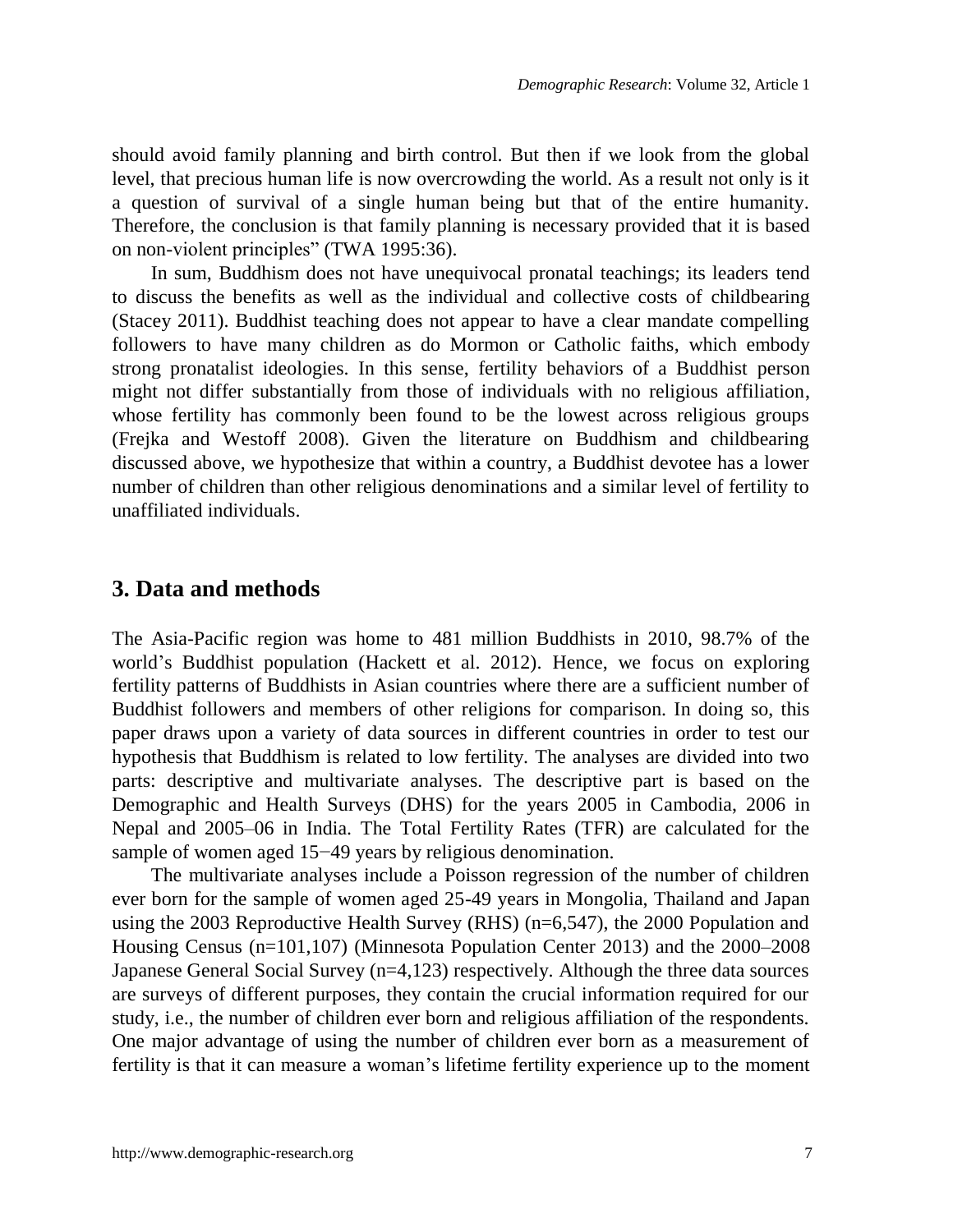should avoid family planning and birth control. But then if we look from the global level, that precious human life is now overcrowding the world. As a result not only is it a question of survival of a single human being but that of the entire humanity. Therefore, the conclusion is that family planning is necessary provided that it is based on non-violent principles" (TWA 1995:36).

In sum, Buddhism does not have unequivocal pronatal teachings; its leaders tend to discuss the benefits as well as the individual and collective costs of childbearing (Stacey 2011). Buddhist teaching does not appear to have a clear mandate compelling followers to have many children as do Mormon or Catholic faiths, which embody strong pronatalist ideologies. In this sense, fertility behaviors of a Buddhist person might not differ substantially from those of individuals with no religious affiliation, whose fertility has commonly been found to be the lowest across religious groups (Frejka and Westoff 2008). Given the literature on Buddhism and childbearing discussed above, we hypothesize that within a country, a Buddhist devotee has a lower number of children than other religious denominations and a similar level of fertility to unaffiliated individuals.

## 3. Data and methods

The Asia-Pacific region was home to 481 million Buddhists in 2010, 98.7% of the world's Buddhist population (Hackett et al. 2012). Hence, we focus on exploring fertility patterns of Buddhists in Asian countries where there are a sufficient number of Buddhist followers and members of other religions for comparison. In doing so, this paper draws upon a variety of data sources in different countries in order to test our hypothesis that Buddhism is related to low fertility. The analyses are divided into two parts: descriptive and multivariate analyses. The descriptive part is based on the Demographic and Health Surveys (DHS) for the years 2005 in Cambodia, 2006 in Nepal and 2005–06 in India. The Total Fertility Rates (TFR) are calculated for the sample of women aged 15−49 years by religious denomination.

The multivariate analyses include a Poisson regression of the number of children ever born for the sample of women aged 25-49 years in Mongolia, Thailand and Japan using the 2003 Reproductive Health Survey (RHS) (n=6,547), the 2000 Population and Housing Census (n=101,107) (Minnesota Population Center 2013) and the 2000–2008 Japanese General Social Survey (n=4,123) respectively. Although the three data sources are surveys of different purposes, they contain the crucial information required for our study, i.e., the number of children ever born and religious affiliation of the respondents. One major advantage of using the number of children ever born as a measurement of fertility is that it can measure a woman's lifetime fertility experience up to the moment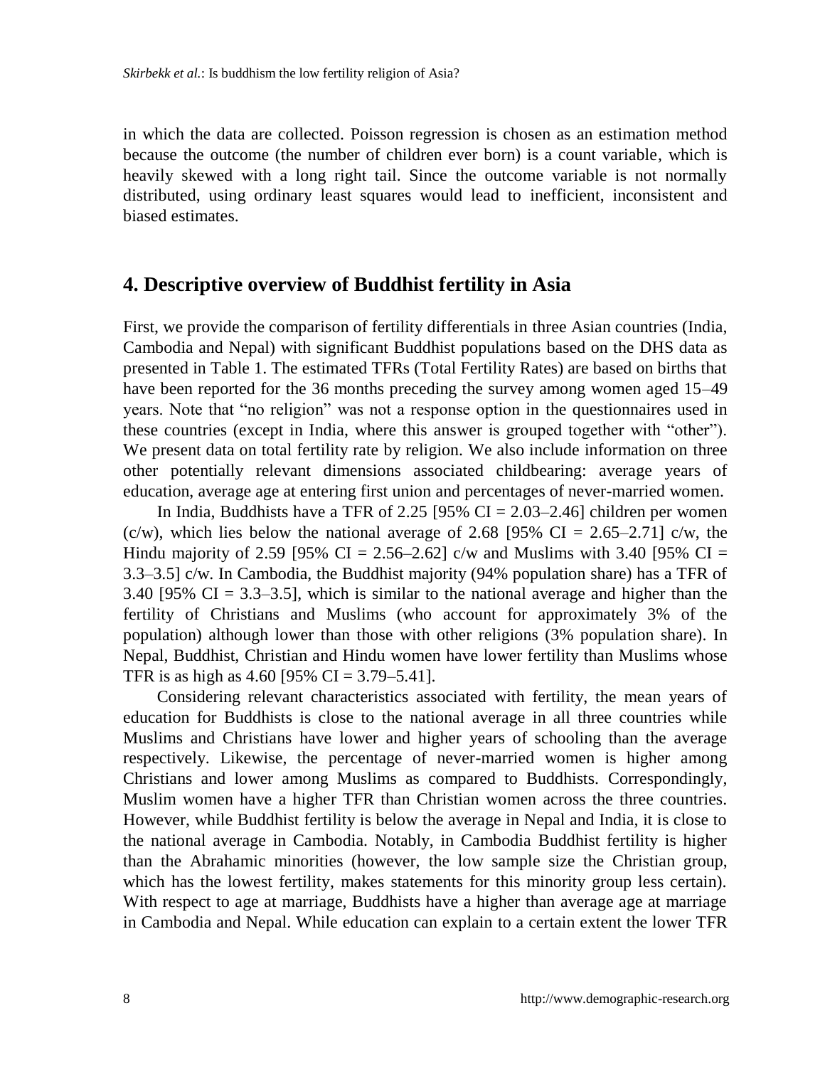in which the data are collected. Poisson regression is chosen as an estimation method because the outcome (the number of children ever born) is a count variable, which is heavily skewed with a long right tail. Since the outcome variable is not normally distributed, using ordinary least squares would lead to inefficient, inconsistent and biased estimates.

## 4. Descriptive overview of Buddhist fertility in Asia

First, we provide the comparison of fertility differentials in three Asian countries (India, Cambodia and Nepal) with significant Buddhist populations based on the DHS data as presented in Table 1. The estimated TFRs (Total Fertility Rates) are based on births that have been reported for the 36 months preceding the survey among women aged 15–49 years. Note that "no religion" was not a response option in the questionnaires used in these countries (except in India, where this answer is grouped together with "other"). We present data on total fertility rate by religion. We also include information on three other potentially relevant dimensions associated childbearing: average years of education, average age at entering first union and percentages of never-married women.

In India, Buddhists have a TFR of 2.25 [95% CI = 2.03–2.46] children per women (c/w), which lies below the national average of 2.68 [95% CI = 2.65–2.71] c/w, the Hindu majority of 2.59 [95% CI = 2.56–2.62] c/w and Muslims with 3.40 [95% CI = 3.3–3.5] c/w. In Cambodia, the Buddhist majority (94% population share) has a TFR of 3.40 [95% CI = 3.3–3.5], which is similar to the national average and higher than the fertility of Christians and Muslims (who account for approximately 3% of the population) although lower than those with other religions (3% population share). In Nepal, Buddhist, Christian and Hindu women have lower fertility than Muslims whose TFR is as high as 4.60 [95% CI = 3.79–5.41].

Considering relevant characteristics associated with fertility, the mean years of education for Buddhists is close to the national average in all three countries while Muslims and Christians have lower and higher years of schooling than the average respectively. Likewise, the percentage of never-married women is higher among Christians and lower among Muslims as compared to Buddhists. Correspondingly, Muslim women have a higher TFR than Christian women across the three countries. However, while Buddhist fertility is below the average in Nepal and India, it is close to the national average in Cambodia. Notably, in Cambodia Buddhist fertility is higher than the Abrahamic minorities (however, the low sample size the Christian group, which has the lowest fertility, makes statements for this minority group less certain). With respect to age at marriage, Buddhists have a higher than average age at marriage in Cambodia and Nepal. While education can explain to a certain extent the lower TFR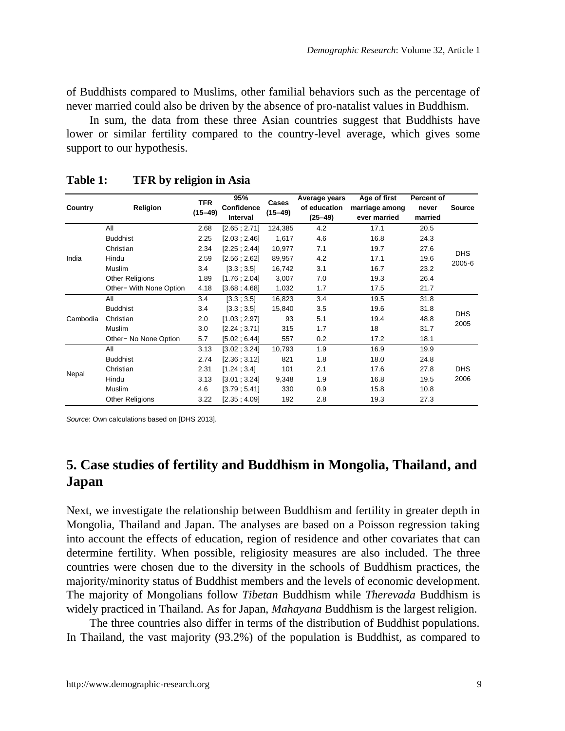of Buddhists compared to Muslims, other familial behaviors such as the percentage of never married could also be driven by the absence of pro-natalist values in Buddhism.

In sum, the data from these three Asian countries suggest that Buddhists have lower or similar fertility compared to the country-level average, which gives some support to our hypothesis.

**Table 1: TFR by religion in Asia**

| Country | Religion | TFR (15–49) | 95% Confidence Interval | Cases (15–49) | Average years of education (25–49) | Age of first marriage among ever married | Percent of never married | Source |
|---|---|---|---|---|---|---|---|---|
| India | All | 2.68 | [2.65 ; 2.71] | 124,385 | 4.2 | 17.1 | 20.5 | DHS 2005-6 |
| | Buddhist | 2.25 | [2.03 ; 2.46] | 1,617 | 4.6 | 16.8 | 24.3 | |
| | Christian | 2.34 | [2.25 ; 2.44] | 10,977 | 7.1 | 19.7 | 27.6 | |
| | Hindu | 2.59 | [2.56 ; 2.62] | 89,957 | 4.2 | 17.1 | 19.6 | |
| | Muslim | 3.4 | [3.3 ; 3.5] | 16,742 | 3.1 | 16.7 | 23.2 | |
| | Other Religions | 1.89 | [1.76 ; 2.04] | 3,007 | 7.0 | 19.3 | 26.4 | |
| | Other− With None Option | 4.18 | [3.68 ; 4.68] | 1,032 | 1.7 | 17.5 | 21.7 | |
| Cambodia | All | 3.4 | [3.3 ; 3.5] | 16,823 | 3.4 | 19.5 | 31.8 | DHS 2005 |
| | Buddhist | 3.4 | [3.3 ; 3.5] | 15,840 | 3.5 | 19.6 | 31.8 | |
| | Christian | 2.0 | [1.03 ; 2.97] | 93 | 5.1 | 19.4 | 48.8 | |
| | Muslim | 3.0 | [2.24 ; 3.71] | 315 | 1.7 | 18 | 31.7 | |
| | Other− No None Option | 5.7 | [5.02 ; 6.44] | 557 | 0.2 | 17.2 | 18.1 | |
| Nepal | All | 3.13 | [3.02 ; 3.24] | 10,793 | 1.9 | 16.9 | 19.9 | DHS 2006 |
| | Buddhist | 2.74 | [2.36 ; 3.12] | 821 | 1.8 | 18.0 | 24.8 | |
| | Christian | 2.31 | [1.24 ; 3.4] | 101 | 2.1 | 17.6 | 27.8 | |
| | Hindu | 3.13 | [3.01 ; 3.24] | 9,348 | 1.9 | 16.8 | 19.5 | |
| | Muslim | 4.6 | [3.79 ; 5.41] | 330 | 0.9 | 15.8 | 10.8 | |
| | Other Religions | 3.22 | [2.35 ; 4.09] | 192 | 2.8 | 19.3 | 27.3 | |

*Source*: Own calculations based on [DHS 2013].

## 5. Case studies of fertility and Buddhism in Mongolia, Thailand, and Japan

Next, we investigate the relationship between Buddhism and fertility in greater depth in Mongolia, Thailand and Japan. The analyses are based on a Poisson regression taking into account the effects of education, region of residence and other covariates that can determine fertility. When possible, religiosity measures are also included. The three countries were chosen due to the diversity in the schools of Buddhism practices, the majority/minority status of Buddhist members and the levels of economic development. The majority of Mongolians follow *Tibetan* Buddhism while *Therevada* Buddhism is widely practiced in Thailand. As for Japan, *Mahayana* Buddhism is the largest religion.

The three countries also differ in terms of the distribution of Buddhist populations. In Thailand, the vast majority (93.2%) of the population is Buddhist, as compared to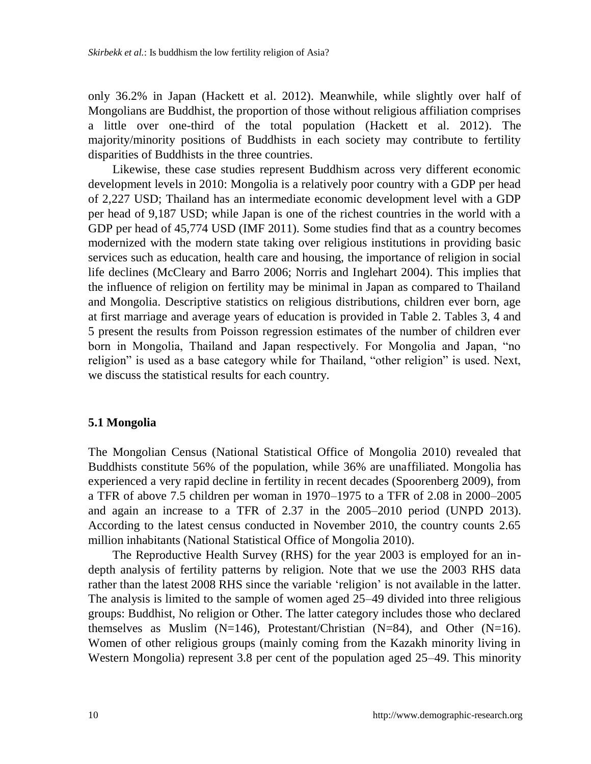only 36.2% in Japan (Hackett et al. 2012). Meanwhile, while slightly over half of Mongolians are Buddhist, the proportion of those without religious affiliation comprises a little over one-third of the total population (Hackett et al. 2012). The majority/minority positions of Buddhists in each society may contribute to fertility disparities of Buddhists in the three countries.

Likewise, these case studies represent Buddhism across very different economic development levels in 2010: Mongolia is a relatively poor country with a GDP per head of 2,227 USD; Thailand has an intermediate economic development level with a GDP per head of 9,187 USD; while Japan is one of the richest countries in the world with a GDP per head of 45,774 USD (IMF 2011). Some studies find that as a country becomes modernized with the modern state taking over religious institutions in providing basic services such as education, health care and housing, the importance of religion in social life declines (McCleary and Barro 2006; Norris and Inglehart 2004). This implies that the influence of religion on fertility may be minimal in Japan as compared to Thailand and Mongolia. Descriptive statistics on religious distributions, children ever born, age at first marriage and average years of education is provided in Table 2. Tables 3, 4 and 5 present the results from Poisson regression estimates of the number of children ever born in Mongolia, Thailand and Japan respectively. For Mongolia and Japan, "no religion" is used as a base category while for Thailand, "other religion" is used. Next, we discuss the statistical results for each country.

### 5.1 Mongolia

The Mongolian Census (National Statistical Office of Mongolia 2010) revealed that Buddhists constitute 56% of the population, while 36% are unaffiliated. Mongolia has experienced a very rapid decline in fertility in recent decades (Spoorenberg 2009), from a TFR of above 7.5 children per woman in 1970–1975 to a TFR of 2.08 in 2000–2005 and again an increase to a TFR of 2.37 in the 2005–2010 period (UNPD 2013). According to the latest census conducted in November 2010, the country counts 2.65 million inhabitants (National Statistical Office of Mongolia 2010).

The Reproductive Health Survey (RHS) for the year 2003 is employed for an in-depth analysis of fertility patterns by religion. Note that we use the 2003 RHS data rather than the latest 2008 RHS since the variable 'religion' is not available in the latter. The analysis is limited to the sample of women aged 25–49 divided into three religious groups: Buddhist, No religion or Other. The latter category includes those who declared themselves as Muslim (N=146), Protestant/Christian (N=84), and Other (N=16). Women of other religious groups (mainly coming from the Kazakh minority living in Western Mongolia) represent 3.8 per cent of the population aged 25–49. This minority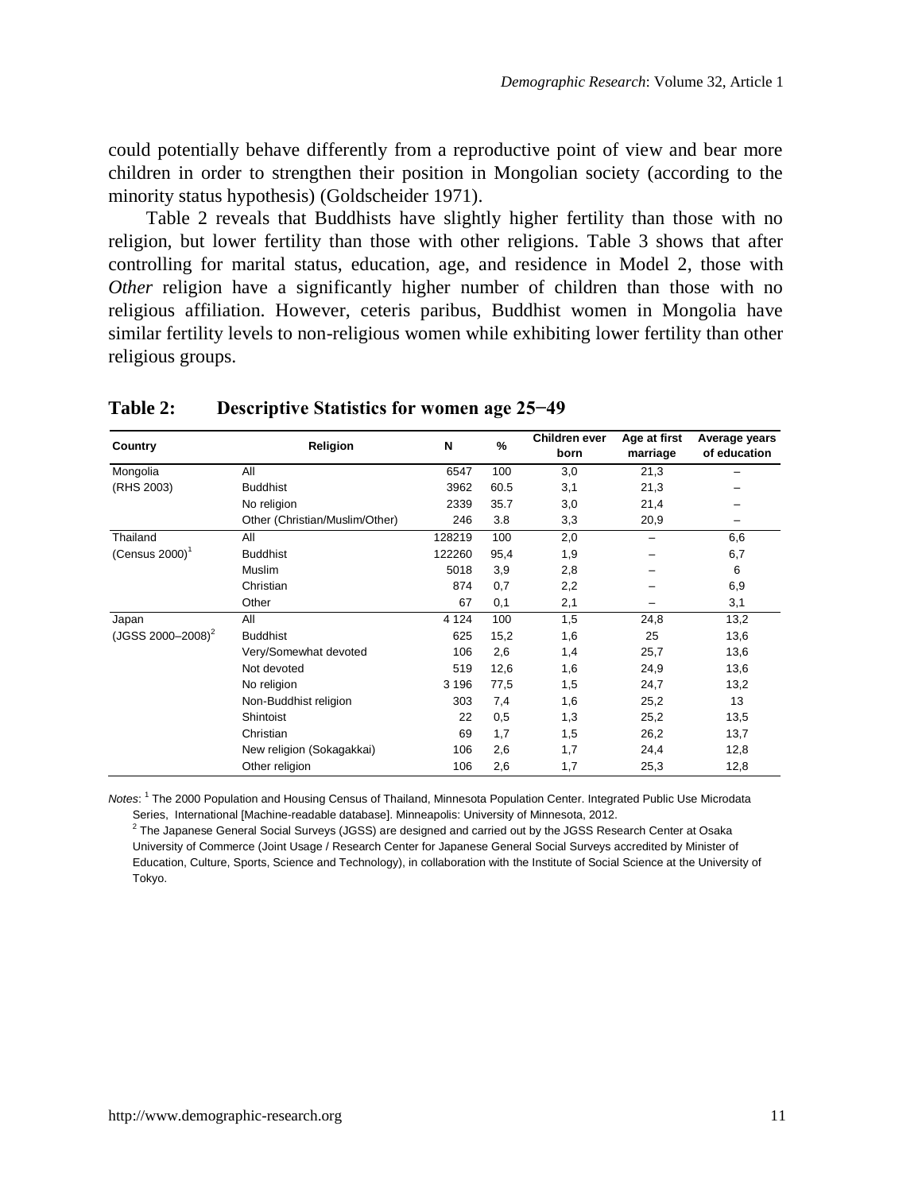could potentially behave differently from a reproductive point of view and bear more children in order to strengthen their position in Mongolian society (according to the minority status hypothesis) (Goldscheider 1971).

Table 2 reveals that Buddhists have slightly higher fertility than those with no religion, but lower fertility than those with other religions. Table 3 shows that after controlling for marital status, education, age, and residence in Model 2, those with *Other* religion have a significantly higher number of children than those with no religious affiliation. However, ceteris paribus, Buddhist women in Mongolia have similar fertility levels to non-religious women while exhibiting lower fertility than other religious groups.

**Table 2: Descriptive Statistics for women age 25−49**

| Country | Religion | N | % | Children ever born | Age at first marriage | Average years of education |
|---|---|---|---|---|---|---|
| Mongolia | All | 6547 | 100 | 3,0 | 21,3 | – |
| (RHS 2003) | Buddhist | 3962 | 60.5 | 3,1 | 21,3 | – |
| | No religion | 2339 | 35.7 | 3,0 | 21,4 | – |
| | Other (Christian/Muslim/Other) | 246 | 3.8 | 3,3 | 20,9 | – |
| Thailand | All | 128219 | 100 | 2,0 | – | 6,6 |
| (Census 2000)[1] | Buddhist | 122260 | 95,4 | 1,9 | – | 6,7 |
| | Muslim | 5018 | 3,9 | 2,8 | – | 6 |
| | Christian | 874 | 0,7 | 2,2 | – | 6,9 |
| | Other | 67 | 0,1 | 2,1 | – | 3,1 |
| Japan | All | 4 124 | 100 | 1,5 | 24,8 | 13,2 |
| (JGSS 2000–2008)[2] | Buddhist | 625 | 15,2 | 1,6 | 25 | 13,6 |
| | Very/Somewhat devoted | 106 | 2,6 | 1,4 | 25,7 | 13,6 |
| | Not devoted | 519 | 12,6 | 1,6 | 24,9 | 13,6 |
| | No religion | 3 196 | 77,5 | 1,5 | 24,7 | 13,2 |
| | Non-Buddhist religion | 303 | 7,4 | 1,6 | 25,2 | 13 |
| | Shintoist | 22 | 0,5 | 1,3 | 25,2 | 13,5 |
| | Christian | 69 | 1,7 | 1,5 | 26,2 | 13,7 |
| | New religion (Sokagakkai) | 106 | 2,6 | 1,7 | 24,4 | 12,8 |
| | Other religion | 106 | 2,6 | 1,7 | 25,3 | 12,8 |

*Notes*: [1] The 2000 Population and Housing Census of Thailand, Minnesota Population Center. Integrated Public Use Microdata Series, International [Machine-readable database]. Minneapolis: University of Minnesota, 2012.
[2] The Japanese General Social Surveys (JGSS) are designed and carried out by the JGSS Research Center at Osaka University of Commerce (Joint Usage / Research Center for Japanese General Social Surveys accredited by Minister of Education, Culture, Sports, Science and Technology), in collaboration with the Institute of Social Science at the University of Tokyo.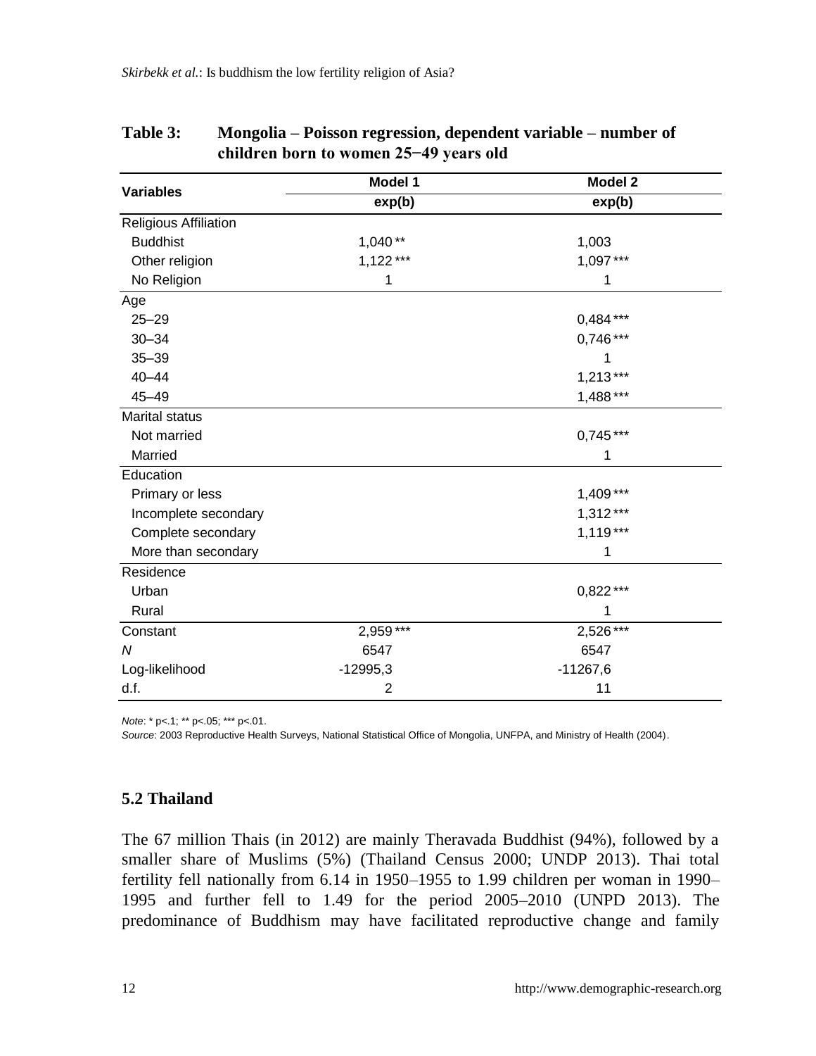**Table 3: Mongolia – Poisson regression, dependent variable – number of children born to women 25−49 years old**

| Variables | Model 1 | Model 2 |
|---|---|---|
| | exp(b) | exp(b) |
| Religious Affiliation | | |
| Buddhist | 1,040 ** | 1,003 |
| Other religion | 1,122 *** | 1,097 *** |
| No Religion | 1 | 1 |
| Age | | |
| 25–29 | | 0,484 *** |
| 30–34 | | 0,746 *** |
| 35–39 | | 1 |
| 40–44 | | 1,213 *** |
| 45–49 | | 1,488 *** |
| Marital status | | |
| Not married | | 0,745 *** |
| Married | | 1 |
| Education | | |
| Primary or less | | 1,409 *** |
| Incomplete secondary | | 1,312 *** |
| Complete secondary | | 1,119 *** |
| More than secondary | | 1 |
| Residence | | |
| Urban | | 0,822 *** |
| Rural | | 1 |
| Constant | 2,959 *** | 2,526 *** |
| *N* | 6547 | 6547 |
| Log-likelihood | -12995,3 | -11267,6 |
| d.f. | 2 | 11 |

*Note*: * p<.1; ** p<.05; *** p<.01.
*Source*: 2003 Reproductive Health Surveys, National Statistical Office of Mongolia, UNFPA, and Ministry of Health (2004).

### 5.2 Thailand

The 67 million Thais (in 2012) are mainly Theravada Buddhist (94%), followed by a smaller share of Muslims (5%) (Thailand Census 2000; UNDP 2013). Thai total fertility fell nationally from 6.14 in 1950–1955 to 1.99 children per woman in 1990–1995 and further fell to 1.49 for the period 2005–2010 (UNPD 2013). The predominance of Buddhism may have facilitated reproductive change and family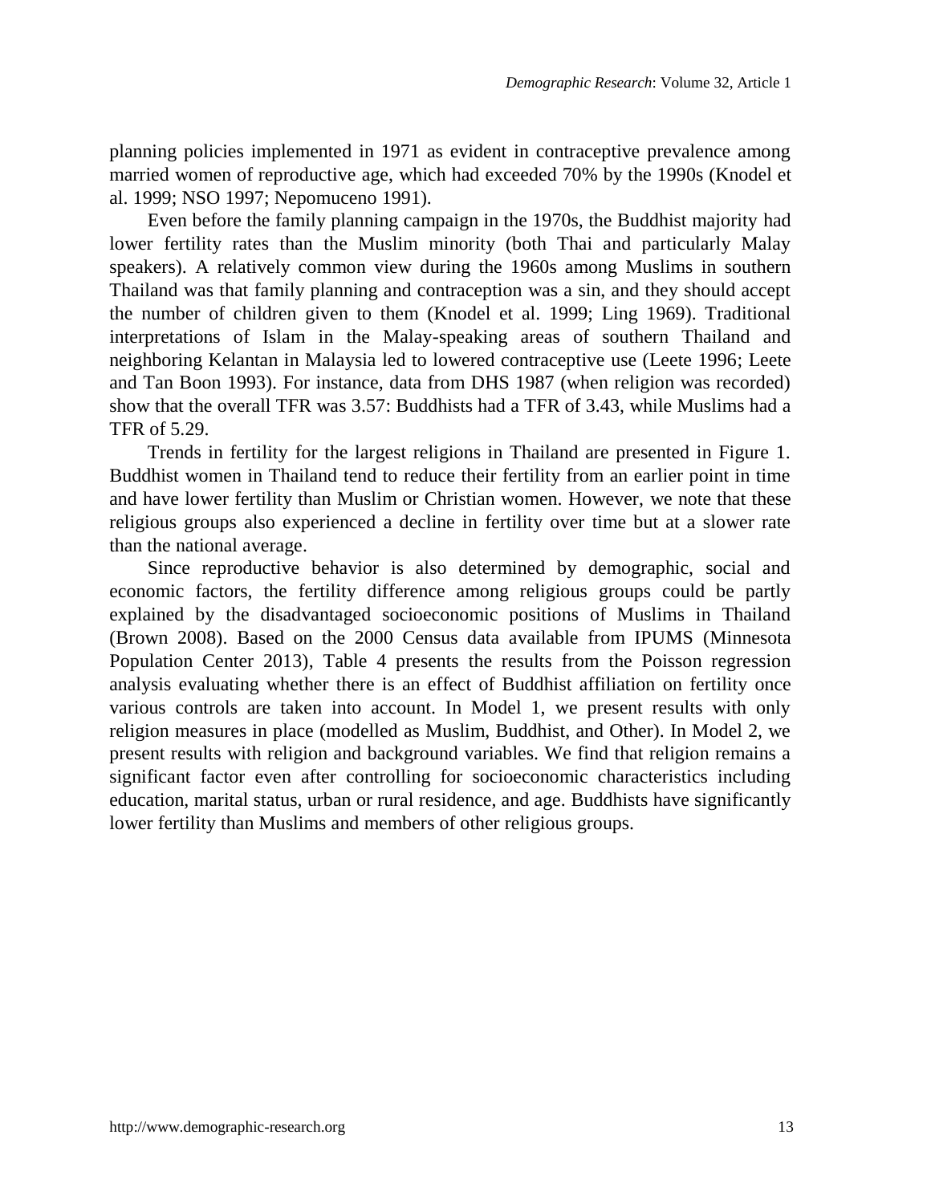planning policies implemented in 1971 as evident in contraceptive prevalence among married women of reproductive age, which had exceeded 70% by the 1990s (Knodel et al. 1999; NSO 1997; Nepomuceno 1991).

Even before the family planning campaign in the 1970s, the Buddhist majority had lower fertility rates than the Muslim minority (both Thai and particularly Malay speakers). A relatively common view during the 1960s among Muslims in southern Thailand was that family planning and contraception was a sin, and they should accept the number of children given to them (Knodel et al. 1999; Ling 1969). Traditional interpretations of Islam in the Malay-speaking areas of southern Thailand and neighboring Kelantan in Malaysia led to lowered contraceptive use (Leete 1996; Leete and Tan Boon 1993). For instance, data from DHS 1987 (when religion was recorded) show that the overall TFR was 3.57: Buddhists had a TFR of 3.43, while Muslims had a TFR of 5.29.

Trends in fertility for the largest religions in Thailand are presented in Figure 1. Buddhist women in Thailand tend to reduce their fertility from an earlier point in time and have lower fertility than Muslim or Christian women. However, we note that these religious groups also experienced a decline in fertility over time but at a slower rate than the national average.

Since reproductive behavior is also determined by demographic, social and economic factors, the fertility difference among religious groups could be partly explained by the disadvantaged socioeconomic positions of Muslims in Thailand (Brown 2008). Based on the 2000 Census data available from IPUMS (Minnesota Population Center 2013), Table 4 presents the results from the Poisson regression analysis evaluating whether there is an effect of Buddhist affiliation on fertility once various controls are taken into account. In Model 1, we present results with only religion measures in place (modelled as Muslim, Buddhist, and Other). In Model 2, we present results with religion and background variables. We find that religion remains a significant factor even after controlling for socioeconomic characteristics including education, marital status, urban or rural residence, and age. Buddhists have significantly lower fertility than Muslims and members of other religious groups.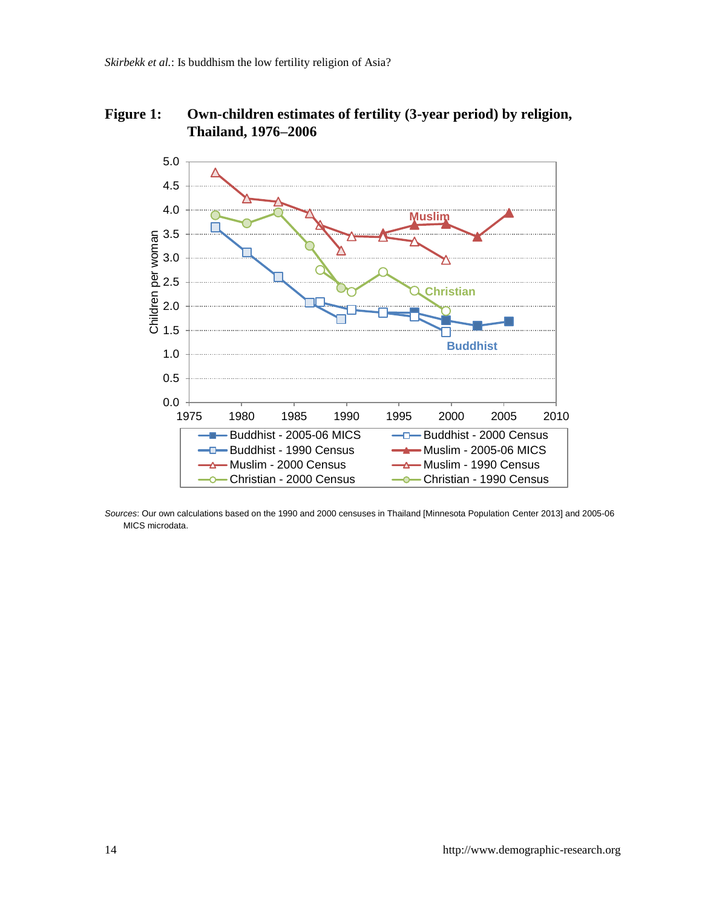**Figure 1: Own-children estimates of fertility (3-year period) by religion, Thailand, 1976–2006**

*Sources*: Our own calculations based on the 1990 and 2000 censuses in Thailand [Minnesota Population Center 2013] and 2005-06 MICS microdata.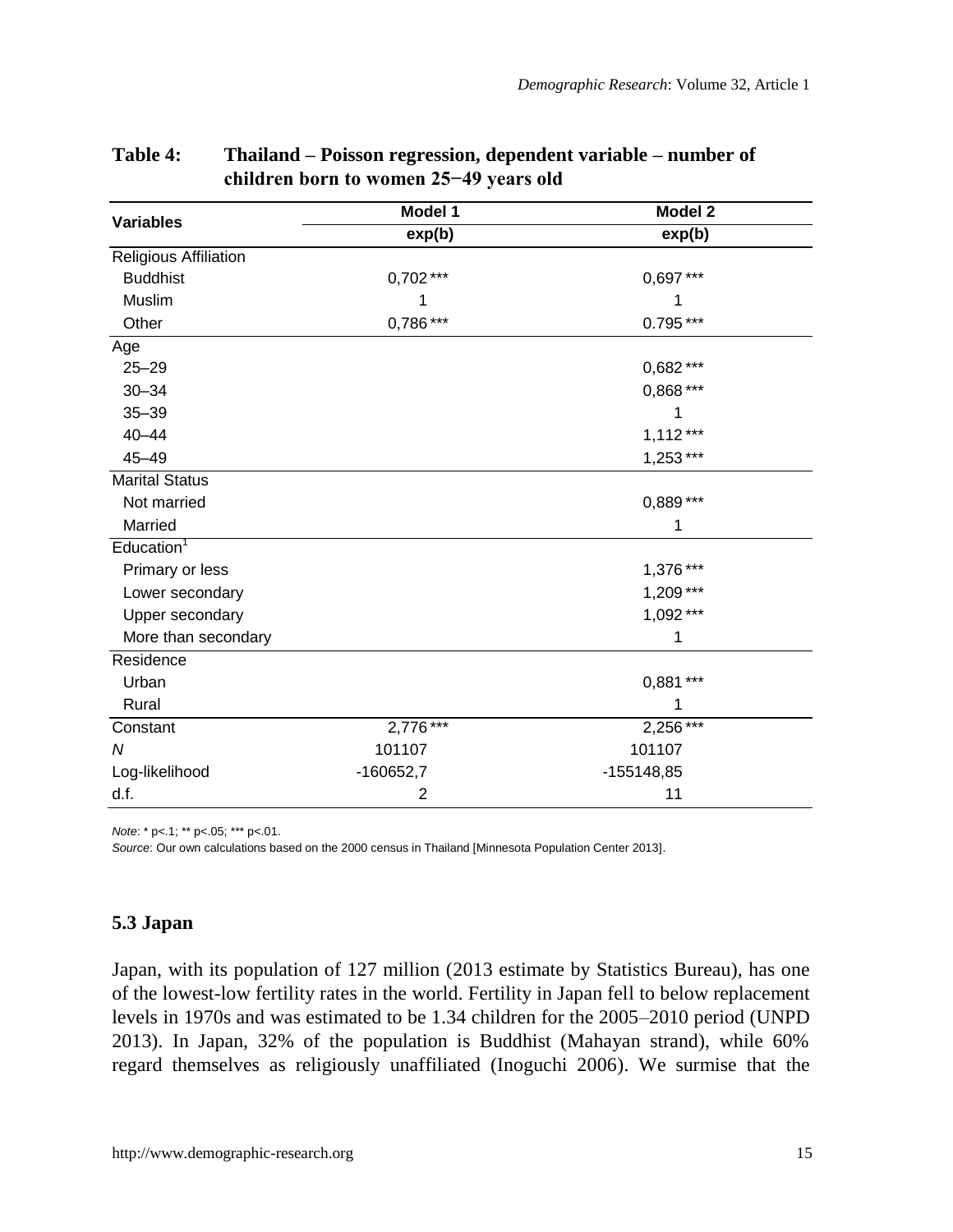**Table 4: Thailand – Poisson regression, dependent variable – number of children born to women 25−49 years old**

| Variables | Model 1 | Model 2 |
|---|---|---|
| | exp(b) | exp(b) |
| Religious Affiliation | | |
| Buddhist | 0,702 *** | 0,697 *** |
| Muslim | 1 | 1 |
| Other | 0,786 *** | 0.795 *** |
| Age | | |
| 25–29 | | 0,682 *** |
| 30–34 | | 0,868 *** |
| 35–39 | | 1 |
| 40–44 | | 1,112 *** |
| 45–49 | | 1,253 *** |
| Marital Status | | |
| Not married | | 0,889 *** |
| Married | | 1 |
| Education[1] | | |
| Primary or less | | 1,376 *** |
| Lower secondary | | 1,209 *** |
| Upper secondary | | 1,092 *** |
| More than secondary | | 1 |
| Residence | | |
| Urban | | 0,881 *** |
| Rural | | 1 |
| Constant | 2,776 *** | 2,256 *** |
| *N* | 101107 | 101107 |
| Log-likelihood | -160652,7 | -155148,85 |
| d.f. | 2 | 11 |

*Note*: * p<.1; ** p<.05; *** p<.01.
*Source*: Our own calculations based on the 2000 census in Thailand [Minnesota Population Center 2013].

### 5.3 Japan

Japan, with its population of 127 million (2013 estimate by Statistics Bureau), has one of the lowest-low fertility rates in the world. Fertility in Japan fell to below replacement levels in 1970s and was estimated to be 1.34 children for the 2005–2010 period (UNPD 2013). In Japan, 32% of the population is Buddhist (Mahayan strand), while 60% regard themselves as religiously unaffiliated (Inoguchi 2006). We surmise that the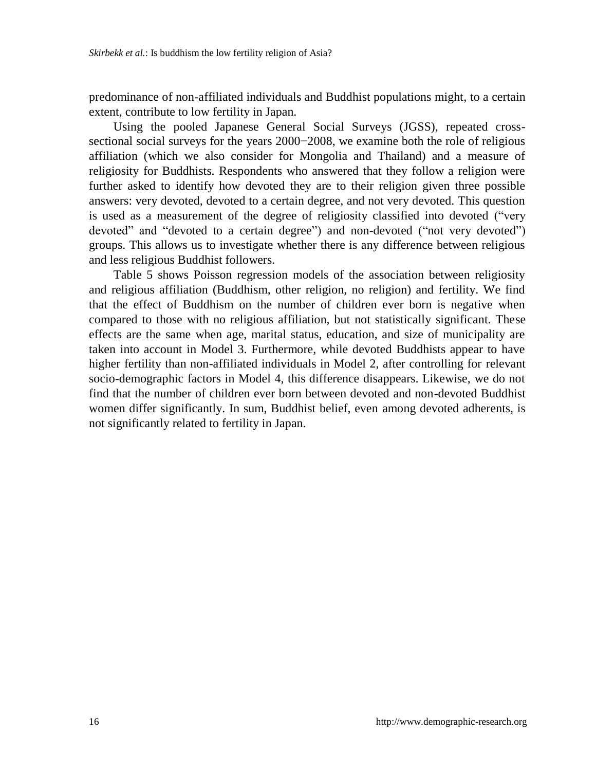predominance of non-affiliated individuals and Buddhist populations might, to a certain extent, contribute to low fertility in Japan.

Using the pooled Japanese General Social Surveys (JGSS), repeated cross-sectional social surveys for the years 2000−2008, we examine both the role of religious affiliation (which we also consider for Mongolia and Thailand) and a measure of religiosity for Buddhists. Respondents who answered that they follow a religion were further asked to identify how devoted they are to their religion given three possible answers: very devoted, devoted to a certain degree, and not very devoted. This question is used as a measurement of the degree of religiosity classified into devoted ("very devoted" and "devoted to a certain degree") and non-devoted ("not very devoted") groups. This allows us to investigate whether there is any difference between religious and less religious Buddhist followers.

Table 5 shows Poisson regression models of the association between religiosity and religious affiliation (Buddhism, other religion, no religion) and fertility. We find that the effect of Buddhism on the number of children ever born is negative when compared to those with no religious affiliation, but not statistically significant. These effects are the same when age, marital status, education, and size of municipality are taken into account in Model 3. Furthermore, while devoted Buddhists appear to have higher fertility than non-affiliated individuals in Model 2, after controlling for relevant socio-demographic factors in Model 4, this difference disappears. Likewise, we do not find that the number of children ever born between devoted and non-devoted Buddhist women differ significantly. In sum, Buddhist belief, even among devoted adherents, is not significantly related to fertility in Japan.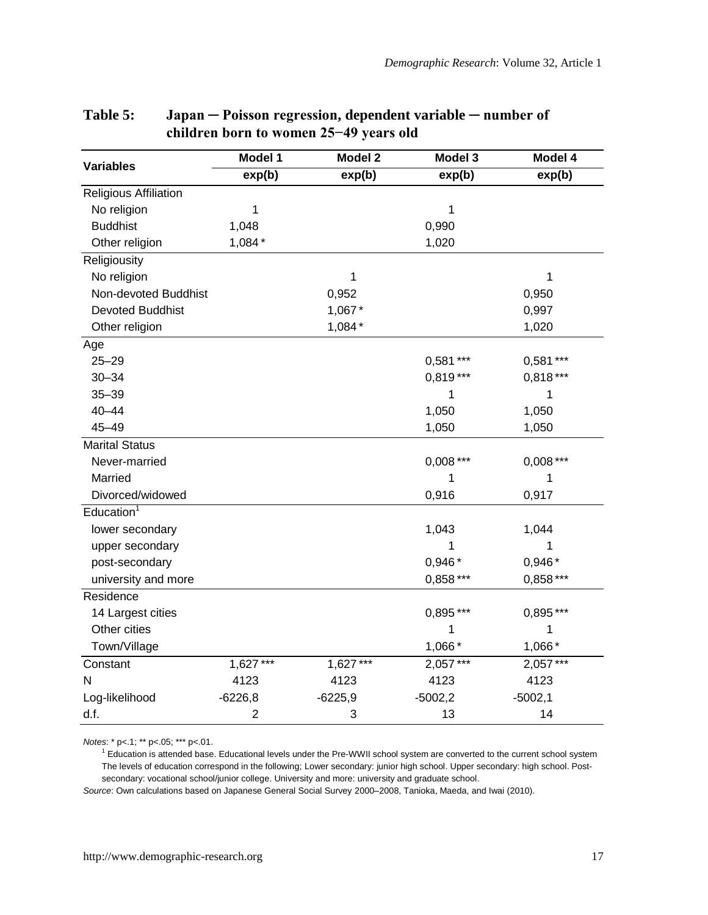**Table 5: Japan ─ Poisson regression, dependent variable ─ number of children born to women 25−49 years old**

| Variables | Model 1 | Model 2 | Model 3 | Model 4 |
|---|---|---|---|---|
| | exp(b) | exp(b) | exp(b) | exp(b) |
| Religious Affiliation | | | | |
| No religion | 1 | | 1 | |
| Buddhist | 1,048 | | 0,990 | |
| Other religion | 1,084 * | | 1,020 | |
| Religiousity | | | | |
| No religion | | 1 | | 1 |
| Non-devoted Buddhist | | 0,952 | | 0,950 |
| Devoted Buddhist | | 1,067 * | | 0,997 |
| Other religion | | 1,084 * | | 1,020 |
| Age | | | | |
| 25–29 | | | 0,581 *** | 0,581 *** |
| 30–34 | | | 0,819 *** | 0,818 *** |
| 35–39 | | | 1 | 1 |
| 40–44 | | | 1,050 | 1,050 |
| 45–49 | | | 1,050 | 1,050 |
| Marital Status | | | | |
| Never-married | | | 0,008 *** | 0,008 *** |
| Married | | | 1 | 1 |
| Divorced/widowed | | | 0,916 | 0,917 |
| Education[1] | | | | |
| lower secondary | | | 1,043 | 1,044 |
| upper secondary | | | 1 | 1 |
| post-secondary | | | 0,946 * | 0,946 * |
| university and more | | | 0,858 *** | 0,858 *** |
| Residence | | | | |
| 14 Largest cities | | | 0,895 *** | 0,895 *** |
| Other cities | | | 1 | 1 |
| Town/Village | | | 1,066 * | 1,066 * |
| Constant | 1,627 *** | 1,627 *** | 2,057 *** | 2,057 *** |
| N | 4123 | 4123 | 4123 | 4123 |
| Log-likelihood | -6226,8 | -6225,9 | -5002,2 | -5002,1 |
| d.f. | 2 | 3 | 13 | 14 |

*Notes*: * p<.1; ** p<.05; *** p<.01.

[1] Education is attended base. Educational levels under the Pre-WWII school system are converted to the current school system The levels of education correspond in the following; Lower secondary: junior high school. Upper secondary: high school. Post-secondary: vocational school/junior college. University and more: university and graduate school.

*Source*: Own calculations based on Japanese General Social Survey 2000–2008, Tanioka, Maeda, and Iwai (2010).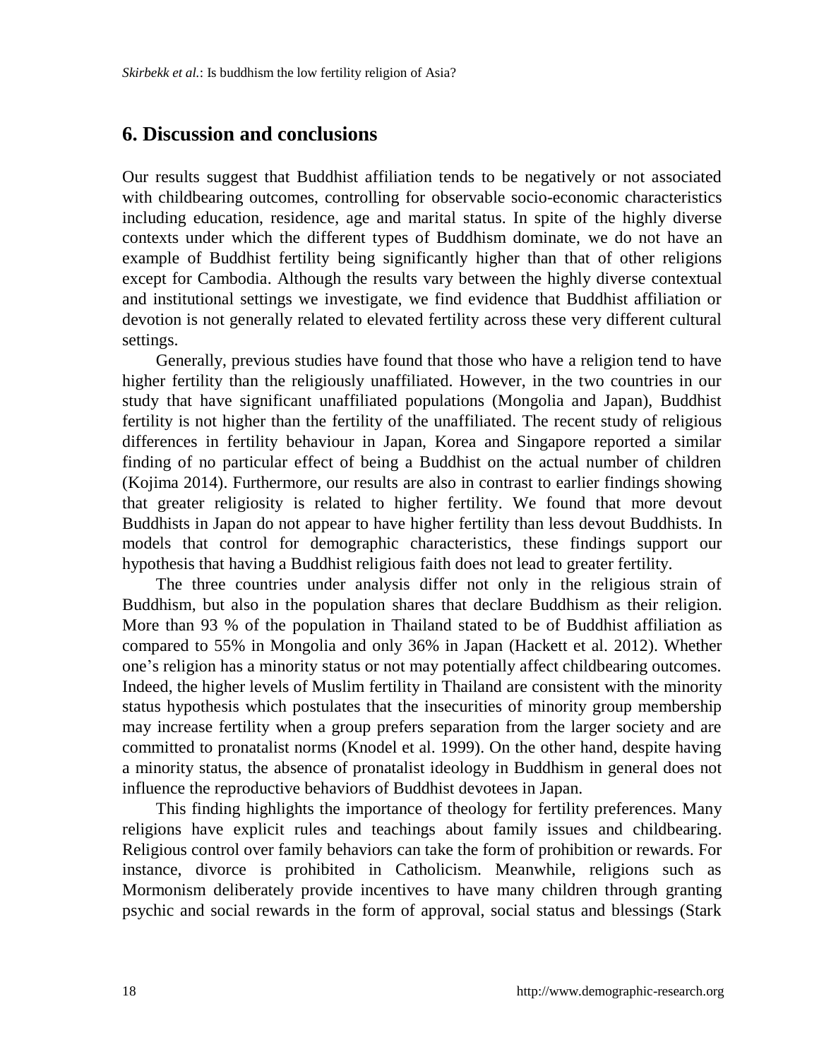## 6. Discussion and conclusions

Our results suggest that Buddhist affiliation tends to be negatively or not associated with childbearing outcomes, controlling for observable socio-economic characteristics including education, residence, age and marital status. In spite of the highly diverse contexts under which the different types of Buddhism dominate, we do not have an example of Buddhist fertility being significantly higher than that of other religions except for Cambodia. Although the results vary between the highly diverse contextual and institutional settings we investigate, we find evidence that Buddhist affiliation or devotion is not generally related to elevated fertility across these very different cultural settings.

Generally, previous studies have found that those who have a religion tend to have higher fertility than the religiously unaffiliated. However, in the two countries in our study that have significant unaffiliated populations (Mongolia and Japan), Buddhist fertility is not higher than the fertility of the unaffiliated. The recent study of religious differences in fertility behaviour in Japan, Korea and Singapore reported a similar finding of no particular effect of being a Buddhist on the actual number of children (Kojima 2014). Furthermore, our results are also in contrast to earlier findings showing that greater religiosity is related to higher fertility. We found that more devout Buddhists in Japan do not appear to have higher fertility than less devout Buddhists. In models that control for demographic characteristics, these findings support our hypothesis that having a Buddhist religious faith does not lead to greater fertility.

The three countries under analysis differ not only in the religious strain of Buddhism, but also in the population shares that declare Buddhism as their religion. More than 93 % of the population in Thailand stated to be of Buddhist affiliation as compared to 55% in Mongolia and only 36% in Japan (Hackett et al. 2012). Whether one's religion has a minority status or not may potentially affect childbearing outcomes. Indeed, the higher levels of Muslim fertility in Thailand are consistent with the minority status hypothesis which postulates that the insecurities of minority group membership may increase fertility when a group prefers separation from the larger society and are committed to pronatalist norms (Knodel et al. 1999). On the other hand, despite having a minority status, the absence of pronatalist ideology in Buddhism in general does not influence the reproductive behaviors of Buddhist devotees in Japan.

This finding highlights the importance of theology for fertility preferences. Many religions have explicit rules and teachings about family issues and childbearing. Religious control over family behaviors can take the form of prohibition or rewards. For instance, divorce is prohibited in Catholicism. Meanwhile, religions such as Mormonism deliberately provide incentives to have many children through granting psychic and social rewards in the form of approval, social status and blessings (Stark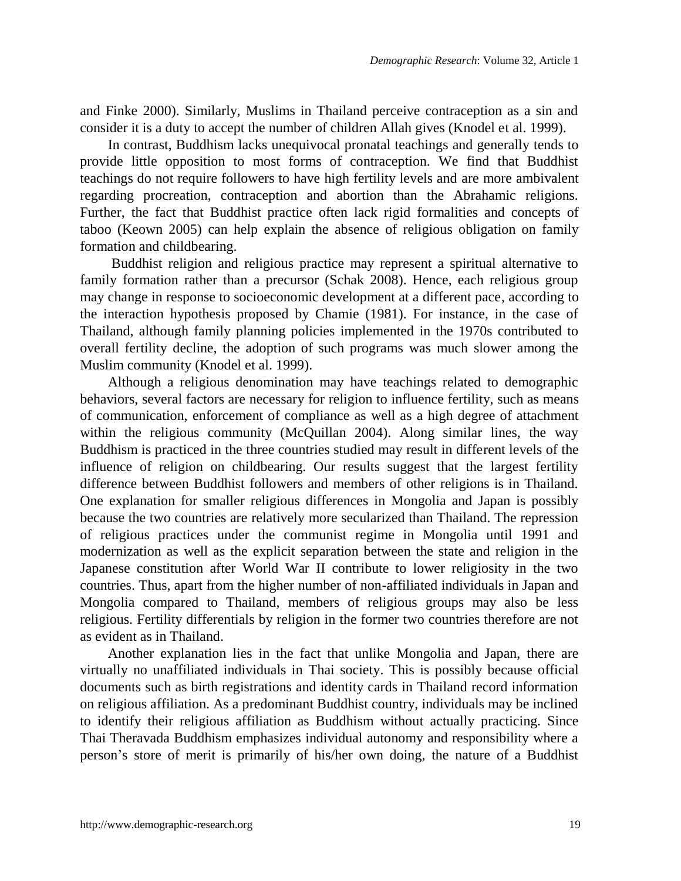and Finke 2000). Similarly, Muslims in Thailand perceive contraception as a sin and consider it is a duty to accept the number of children Allah gives (Knodel et al. 1999).

In contrast, Buddhism lacks unequivocal pronatal teachings and generally tends to provide little opposition to most forms of contraception. We find that Buddhist teachings do not require followers to have high fertility levels and are more ambivalent regarding procreation, contraception and abortion than the Abrahamic religions. Further, the fact that Buddhist practice often lack rigid formalities and concepts of taboo (Keown 2005) can help explain the absence of religious obligation on family formation and childbearing.

Buddhist religion and religious practice may represent a spiritual alternative to family formation rather than a precursor (Schak 2008). Hence, each religious group may change in response to socioeconomic development at a different pace, according to the interaction hypothesis proposed by Chamie (1981). For instance, in the case of Thailand, although family planning policies implemented in the 1970s contributed to overall fertility decline, the adoption of such programs was much slower among the Muslim community (Knodel et al. 1999).

Although a religious denomination may have teachings related to demographic behaviors, several factors are necessary for religion to influence fertility, such as means of communication, enforcement of compliance as well as a high degree of attachment within the religious community (McQuillan 2004). Along similar lines, the way Buddhism is practiced in the three countries studied may result in different levels of the influence of religion on childbearing. Our results suggest that the largest fertility difference between Buddhist followers and members of other religions is in Thailand. One explanation for smaller religious differences in Mongolia and Japan is possibly because the two countries are relatively more secularized than Thailand. The repression of religious practices under the communist regime in Mongolia until 1991 and modernization as well as the explicit separation between the state and religion in the Japanese constitution after World War II contribute to lower religiosity in the two countries. Thus, apart from the higher number of non-affiliated individuals in Japan and Mongolia compared to Thailand, members of religious groups may also be less religious. Fertility differentials by religion in the former two countries therefore are not as evident as in Thailand.

Another explanation lies in the fact that unlike Mongolia and Japan, there are virtually no unaffiliated individuals in Thai society. This is possibly because official documents such as birth registrations and identity cards in Thailand record information on religious affiliation. As a predominant Buddhist country, individuals may be inclined to identify their religious affiliation as Buddhism without actually practicing. Since Thai Theravada Buddhism emphasizes individual autonomy and responsibility where a person's store of merit is primarily of his/her own doing, the nature of a Buddhist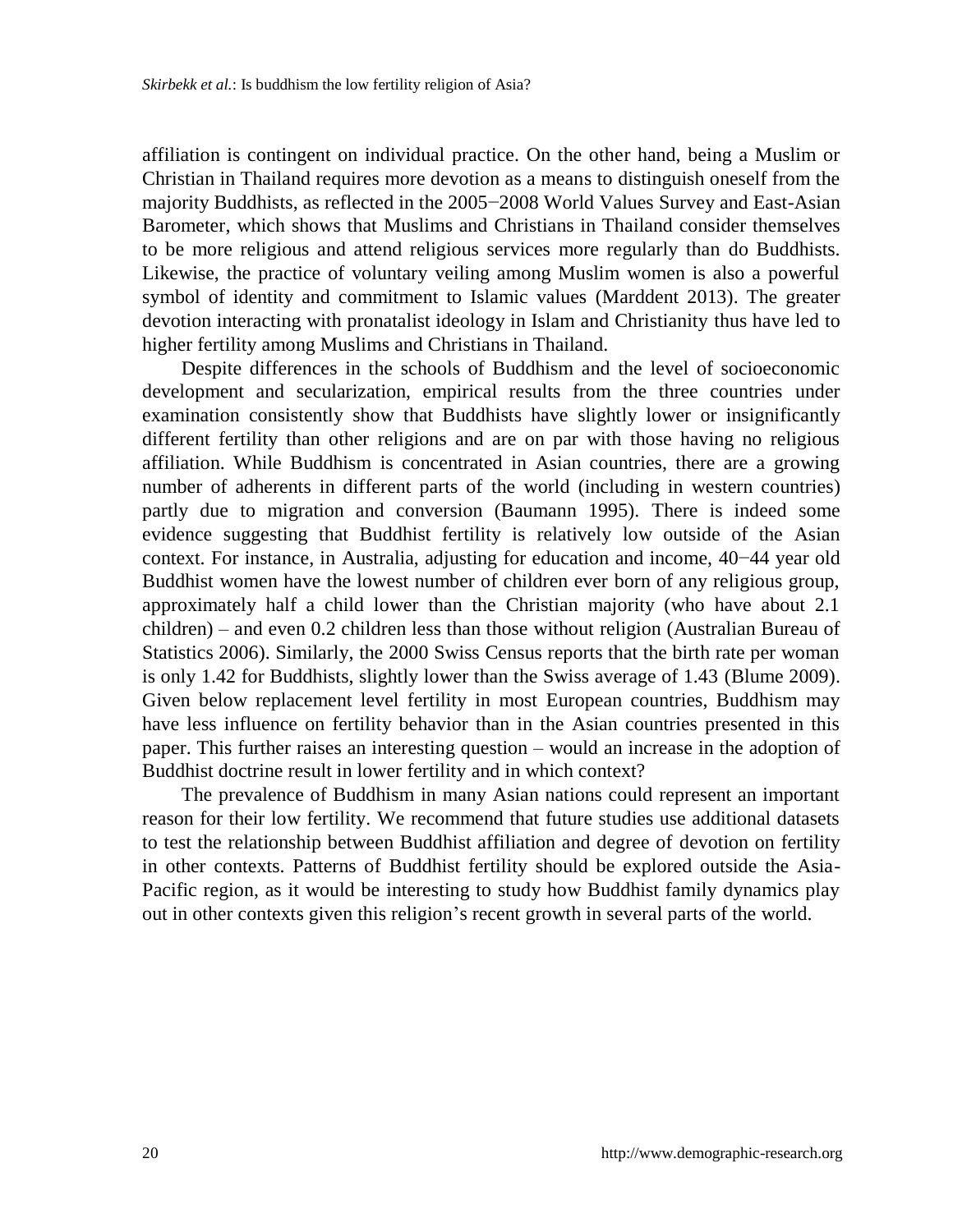affiliation is contingent on individual practice. On the other hand, being a Muslim or Christian in Thailand requires more devotion as a means to distinguish oneself from the majority Buddhists, as reflected in the 2005−2008 World Values Survey and East-Asian Barometer, which shows that Muslims and Christians in Thailand consider themselves to be more religious and attend religious services more regularly than do Buddhists. Likewise, the practice of voluntary veiling among Muslim women is also a powerful symbol of identity and commitment to Islamic values (Marddent 2013). The greater devotion interacting with pronatalist ideology in Islam and Christianity thus have led to higher fertility among Muslims and Christians in Thailand.

Despite differences in the schools of Buddhism and the level of socioeconomic development and secularization, empirical results from the three countries under examination consistently show that Buddhists have slightly lower or insignificantly different fertility than other religions and are on par with those having no religious affiliation. While Buddhism is concentrated in Asian countries, there are a growing number of adherents in different parts of the world (including in western countries) partly due to migration and conversion (Baumann 1995). There is indeed some evidence suggesting that Buddhist fertility is relatively low outside of the Asian context. For instance, in Australia, adjusting for education and income, 40−44 year old Buddhist women have the lowest number of children ever born of any religious group, approximately half a child lower than the Christian majority (who have about 2.1 children) – and even 0.2 children less than those without religion (Australian Bureau of Statistics 2006). Similarly, the 2000 Swiss Census reports that the birth rate per woman is only 1.42 for Buddhists, slightly lower than the Swiss average of 1.43 (Blume 2009). Given below replacement level fertility in most European countries, Buddhism may have less influence on fertility behavior than in the Asian countries presented in this paper. This further raises an interesting question – would an increase in the adoption of Buddhist doctrine result in lower fertility and in which context?

The prevalence of Buddhism in many Asian nations could represent an important reason for their low fertility. We recommend that future studies use additional datasets to test the relationship between Buddhist affiliation and degree of devotion on fertility in other contexts. Patterns of Buddhist fertility should be explored outside the Asia-Pacific region, as it would be interesting to study how Buddhist family dynamics play out in other contexts given this religion's recent growth in several parts of the world.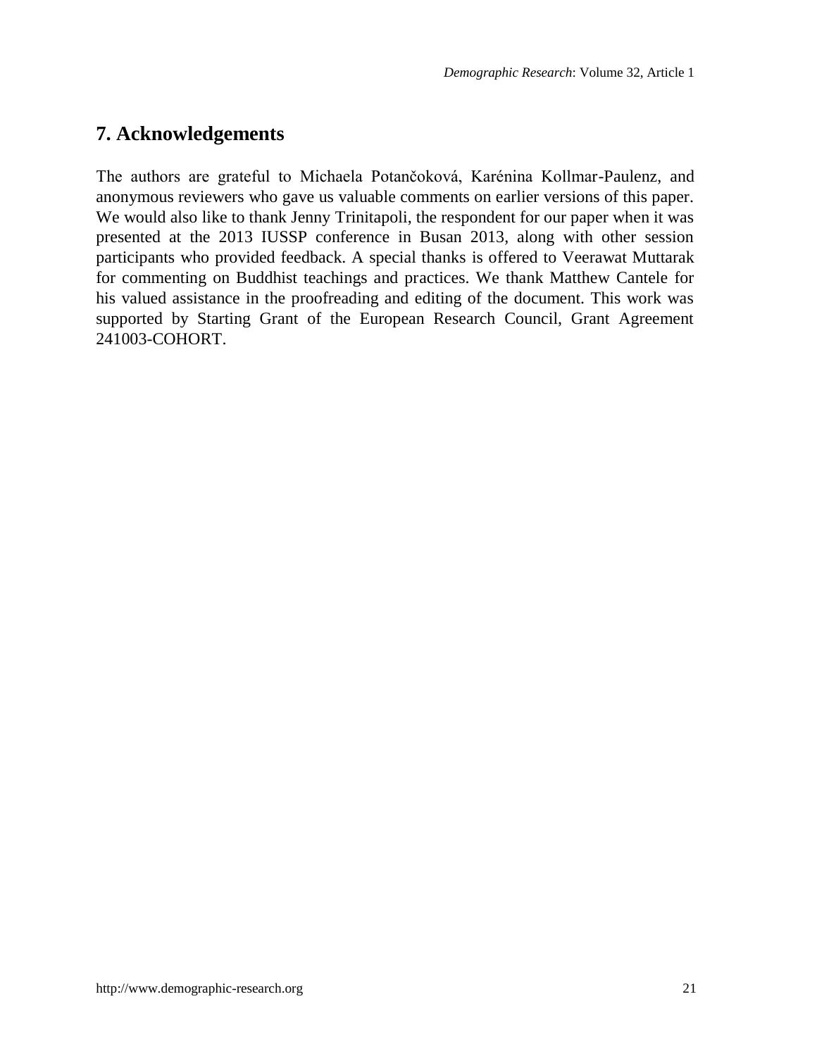## 7. Acknowledgements

The authors are grateful to Michaela Potančoková, Karénina Kollmar-Paulenz, and anonymous reviewers who gave us valuable comments on earlier versions of this paper. We would also like to thank Jenny Trinitapoli, the respondent for our paper when it was presented at the 2013 IUSSP conference in Busan 2013, along with other session participants who provided feedback. A special thanks is offered to Veerawat Muttarak for commenting on Buddhist teachings and practices. We thank Matthew Cantele for his valued assistance in the proofreading and editing of the document. This work was supported by Starting Grant of the European Research Council, Grant Agreement 241003-COHORT.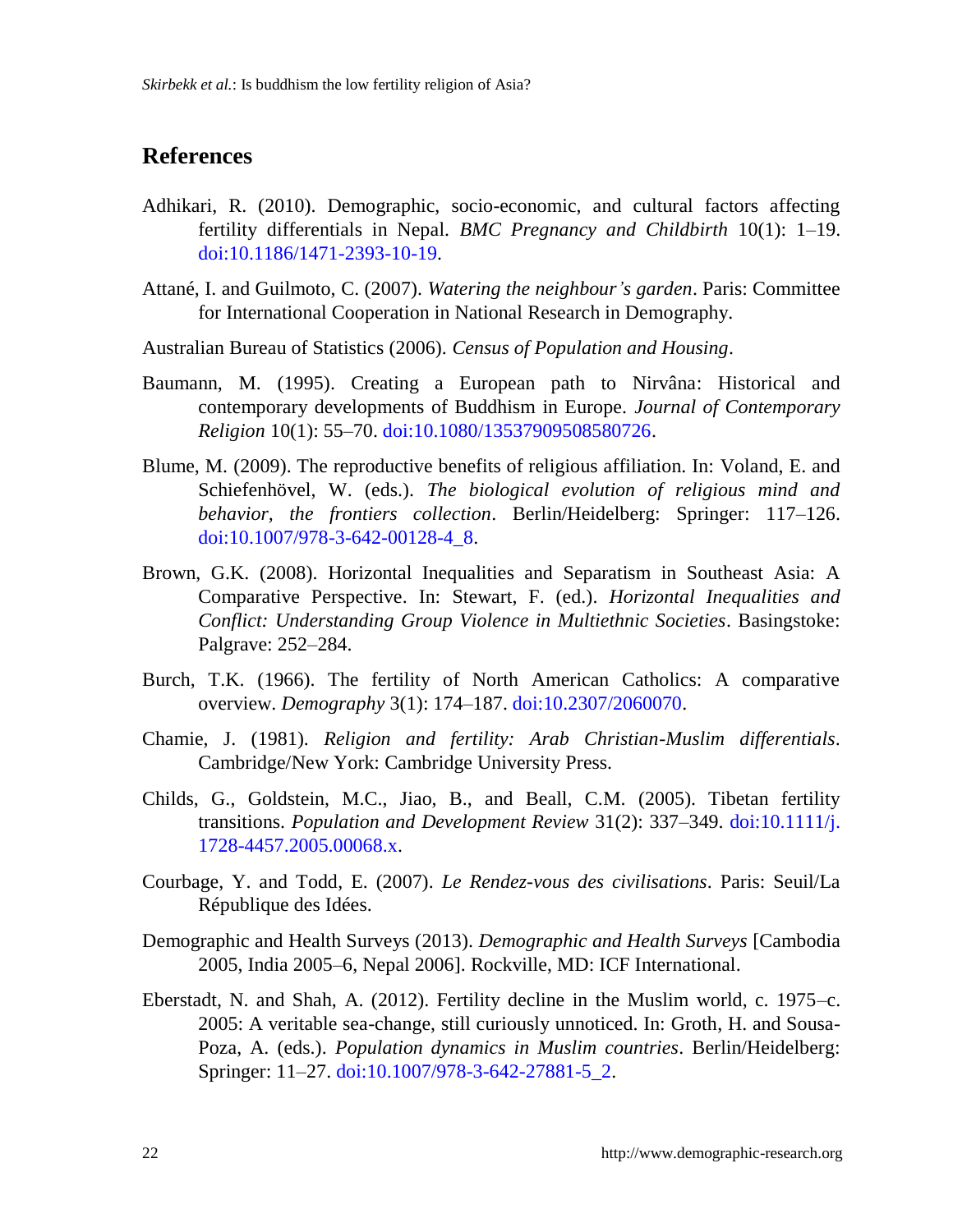## References

Adhikari, R. (2010). Demographic, socio-economic, and cultural factors affecting fertility differentials in Nepal. *BMC Pregnancy and Childbirth* 10(1): 1–19. doi:10.1186/1471-2393-10-19.

Attané, I. and Guilmoto, C. (2007). *Watering the neighbour's garden*. Paris: Committee for International Cooperation in National Research in Demography.

Australian Bureau of Statistics (2006). *Census of Population and Housing*.

Baumann, M. (1995). Creating a European path to Nirvâna: Historical and contemporary developments of Buddhism in Europe. *Journal of Contemporary Religion* 10(1): 55–70. doi:10.1080/13537909508580726.

Blume, M. (2009). The reproductive benefits of religious affiliation. In: Voland, E. and Schiefenhövel, W. (eds.). *The biological evolution of religious mind and behavior, the frontiers collection*. Berlin/Heidelberg: Springer: 117–126. doi:10.1007/978-3-642-00128-4_8.

Brown, G.K. (2008). Horizontal Inequalities and Separatism in Southeast Asia: A Comparative Perspective. In: Stewart, F. (ed.). *Horizontal Inequalities and Conflict: Understanding Group Violence in Multiethnic Societies*. Basingstoke: Palgrave: 252–284.

Burch, T.K. (1966). The fertility of North American Catholics: A comparative overview. *Demography* 3(1): 174–187. doi:10.2307/2060070.

Chamie, J. (1981). *Religion and fertility: Arab Christian-Muslim differentials*. Cambridge/New York: Cambridge University Press.

Childs, G., Goldstein, M.C., Jiao, B., and Beall, C.M. (2005). Tibetan fertility transitions. *Population and Development Review* 31(2): 337–349. doi:10.1111/j.1728-4457.2005.00068.x.

Courbage, Y. and Todd, E. (2007). *Le Rendez-vous des civilisations*. Paris: Seuil/La République des Idées.

Demographic and Health Surveys (2013). *Demographic and Health Surveys* [Cambodia 2005, India 2005–6, Nepal 2006]. Rockville, MD: ICF International.

Eberstadt, N. and Shah, A. (2012). Fertility decline in the Muslim world, c. 1975–c. 2005: A veritable sea-change, still curiously unnoticed. In: Groth, H. and Sousa-Poza, A. (eds.). *Population dynamics in Muslim countries*. Berlin/Heidelberg: Springer: 11–27. doi:10.1007/978-3-642-27881-5_2.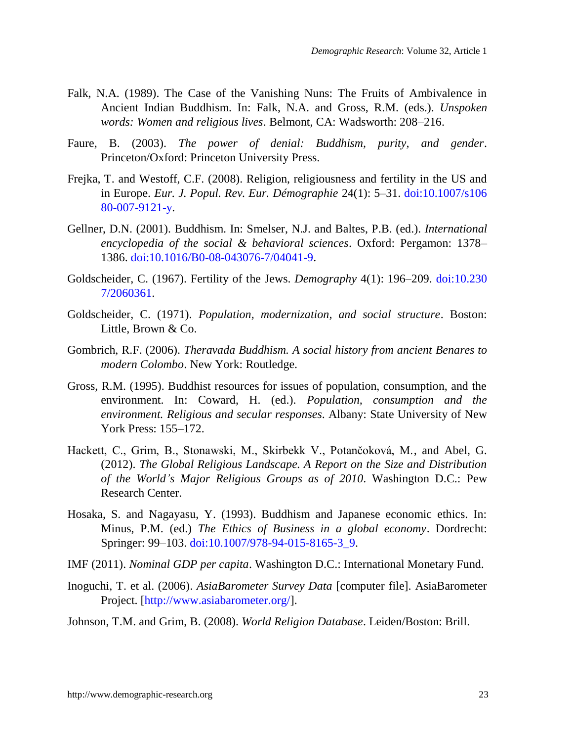Falk, N.A. (1989). The Case of the Vanishing Nuns: The Fruits of Ambivalence in Ancient Indian Buddhism. In: Falk, N.A. and Gross, R.M. (eds.). *Unspoken words: Women and religious lives*. Belmont, CA: Wadsworth: 208–216.

Faure, B. (2003). *The power of denial: Buddhism, purity, and gender*. Princeton/Oxford: Princeton University Press.

Frejka, T. and Westoff, C.F. (2008). Religion, religiousness and fertility in the US and in Europe. *Eur. J. Popul. Rev. Eur. Démographie* 24(1): 5–31. doi:10.1007/s10680-007-9121-y.

Gellner, D.N. (2001). Buddhism. In: Smelser, N.J. and Baltes, P.B. (ed.). *International encyclopedia of the social & behavioral sciences*. Oxford: Pergamon: 1378–1386. doi:10.1016/B0-08-043076-7/04041-9.

Goldscheider, C. (1967). Fertility of the Jews. *Demography* 4(1): 196–209. doi:10.2307/2060361.

Goldscheider, C. (1971). *Population, modernization, and social structure*. Boston: Little, Brown & Co.

Gombrich, R.F. (2006). *Theravada Buddhism. A social history from ancient Benares to modern Colombo*. New York: Routledge.

Gross, R.M. (1995). Buddhist resources for issues of population, consumption, and the environment. In: Coward, H. (ed.). *Population, consumption and the environment. Religious and secular responses*. Albany: State University of New York Press: 155–172.

Hackett, C., Grim, B., Stonawski, M., Skirbekk V., Potančoková, M., and Abel, G. (2012). *The Global Religious Landscape. A Report on the Size and Distribution of the World's Major Religious Groups as of 2010*. Washington D.C.: Pew Research Center.

Hosaka, S. and Nagayasu, Y. (1993). Buddhism and Japanese economic ethics. In: Minus, P.M. (ed.) *The Ethics of Business in a global economy*. Dordrecht: Springer: 99–103. doi:10.1007/978-94-015-8165-3_9.

IMF (2011). *Nominal GDP per capita*. Washington D.C.: International Monetary Fund.

Inoguchi, T. et al. (2006). *AsiaBarometer Survey Data* [computer file]. AsiaBarometer Project. [http://www.asiabarometer.org/].

Johnson, T.M. and Grim, B. (2008). *World Religion Database*. Leiden/Boston: Brill.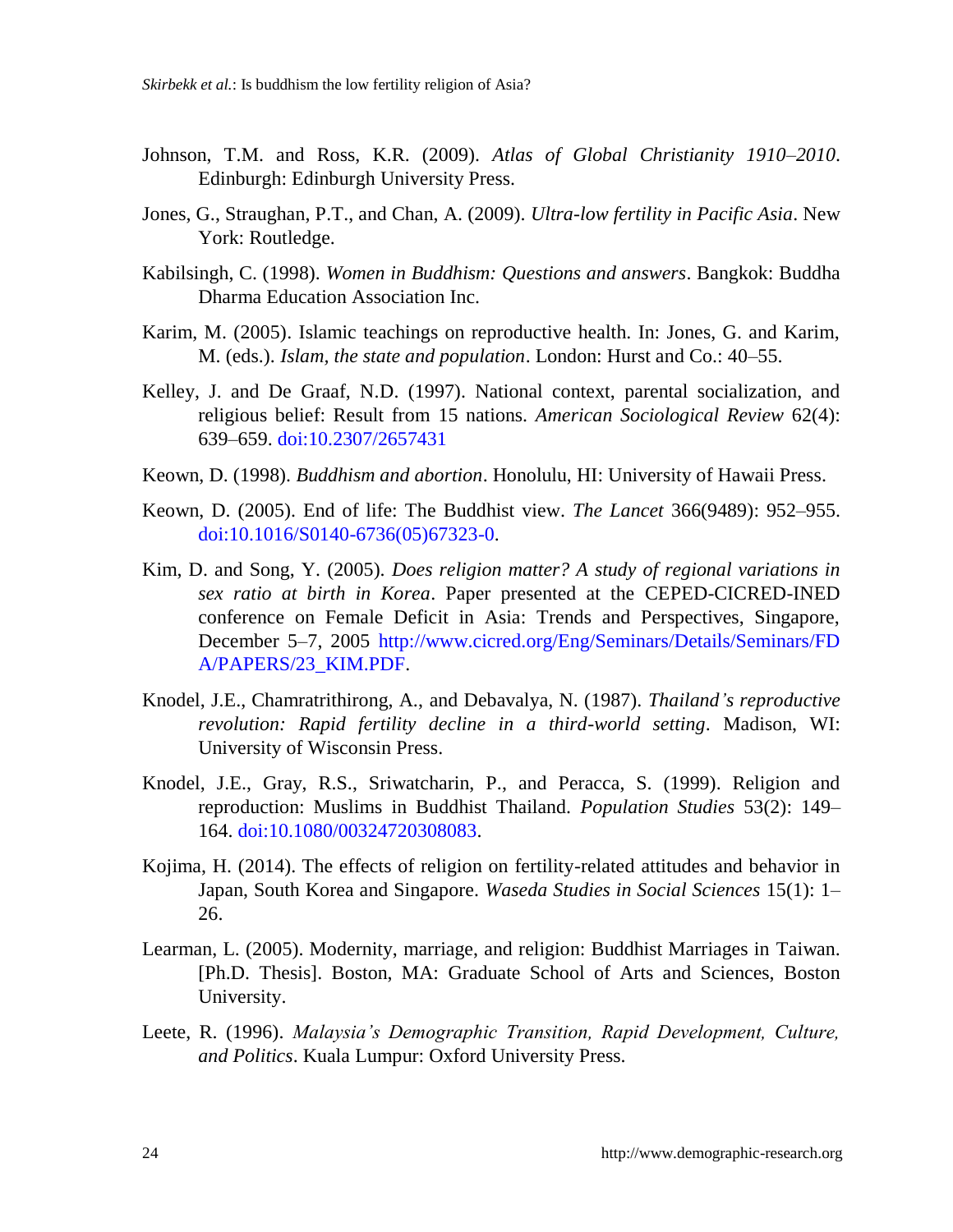Johnson, T.M. and Ross, K.R. (2009). *Atlas of Global Christianity 1910–2010*. Edinburgh: Edinburgh University Press.

Jones, G., Straughan, P.T., and Chan, A. (2009). *Ultra-low fertility in Pacific Asia*. New York: Routledge.

Kabilsingh, C. (1998). *Women in Buddhism: Questions and answers*. Bangkok: Buddha Dharma Education Association Inc.

Karim, M. (2005). Islamic teachings on reproductive health. In: Jones, G. and Karim, M. (eds.). *Islam, the state and population*. London: Hurst and Co.: 40–55.

Kelley, J. and De Graaf, N.D. (1997). National context, parental socialization, and religious belief: Result from 15 nations. *American Sociological Review* 62(4): 639–659. doi:10.2307/2657431

Keown, D. (1998). *Buddhism and abortion*. Honolulu, HI: University of Hawaii Press.

Keown, D. (2005). End of life: The Buddhist view. *The Lancet* 366(9489): 952–955. doi:10.1016/S0140-6736(05)67323-0.

Kim, D. and Song, Y. (2005). *Does religion matter? A study of regional variations in sex ratio at birth in Korea*. Paper presented at the CEPED-CICRED-INED conference on Female Deficit in Asia: Trends and Perspectives, Singapore, December 5–7, 2005 http://www.cicred.org/Eng/Seminars/Details/Seminars/FDA/PAPERS/23_KIM.PDF.

Knodel, J.E., Chamratrithirong, A., and Debavalya, N. (1987). *Thailand's reproductive revolution: Rapid fertility decline in a third-world setting*. Madison, WI: University of Wisconsin Press.

Knodel, J.E., Gray, R.S., Sriwatcharin, P., and Peracca, S. (1999). Religion and reproduction: Muslims in Buddhist Thailand. *Population Studies* 53(2): 149–164. doi:10.1080/00324720308083.

Kojima, H. (2014). The effects of religion on fertility-related attitudes and behavior in Japan, South Korea and Singapore. *Waseda Studies in Social Sciences* 15(1): 1–26.

Learman, L. (2005). Modernity, marriage, and religion: Buddhist Marriages in Taiwan. [Ph.D. Thesis]. Boston, MA: Graduate School of Arts and Sciences, Boston University.

Leete, R. (1996). *Malaysia's Demographic Transition, Rapid Development, Culture, and Politics*. Kuala Lumpur: Oxford University Press.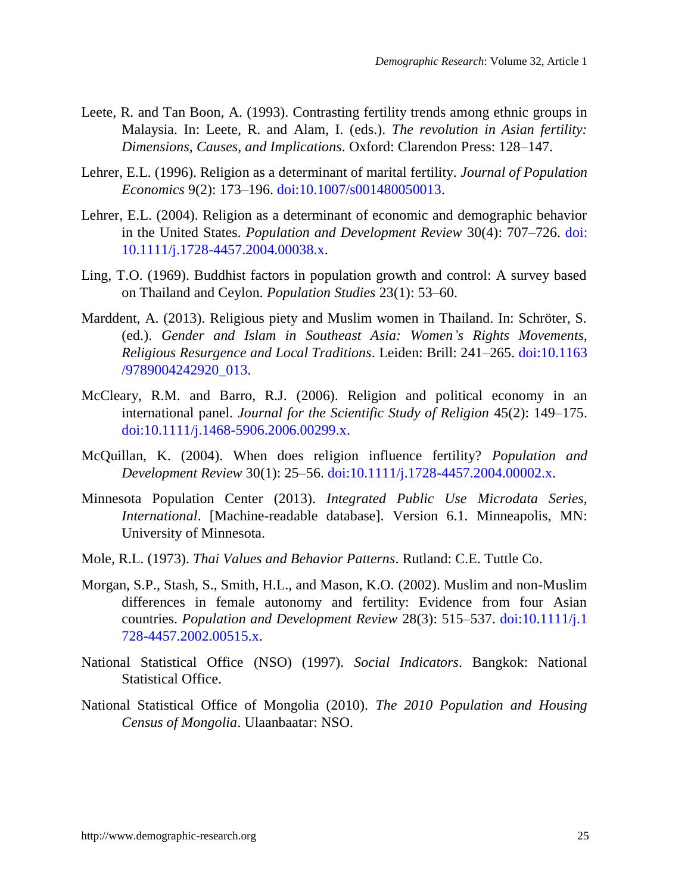Leete, R. and Tan Boon, A. (1993). Contrasting fertility trends among ethnic groups in Malaysia. In: Leete, R. and Alam, I. (eds.). *The revolution in Asian fertility: Dimensions, Causes, and Implications*. Oxford: Clarendon Press: 128–147.

Lehrer, E.L. (1996). Religion as a determinant of marital fertility. *Journal of Population Economics* 9(2): 173–196. doi:10.1007/s001480050013.

Lehrer, E.L. (2004). Religion as a determinant of economic and demographic behavior in the United States. *Population and Development Review* 30(4): 707–726. doi:10.1111/j.1728-4457.2004.00038.x.

Ling, T.O. (1969). Buddhist factors in population growth and control: A survey based on Thailand and Ceylon. *Population Studies* 23(1): 53–60.

Marddent, A. (2013). Religious piety and Muslim women in Thailand. In: Schröter, S. (ed.). *Gender and Islam in Southeast Asia: Women's Rights Movements, Religious Resurgence and Local Traditions*. Leiden: Brill: 241–265. doi:10.1163/9789004242920_013.

McCleary, R.M. and Barro, R.J. (2006). Religion and political economy in an international panel. *Journal for the Scientific Study of Religion* 45(2): 149–175. doi:10.1111/j.1468-5906.2006.00299.x.

McQuillan, K. (2004). When does religion influence fertility? *Population and Development Review* 30(1): 25–56. doi:10.1111/j.1728-4457.2004.00002.x.

Minnesota Population Center (2013). *Integrated Public Use Microdata Series, International*. [Machine-readable database]. Version 6.1. Minneapolis, MN: University of Minnesota.

Mole, R.L. (1973). *Thai Values and Behavior Patterns*. Rutland: C.E. Tuttle Co.

Morgan, S.P., Stash, S., Smith, H.L., and Mason, K.O. (2002). Muslim and non-Muslim differences in female autonomy and fertility: Evidence from four Asian countries. *Population and Development Review* 28(3): 515–537. doi:10.1111/j.1728-4457.2002.00515.x.

National Statistical Office (NSO) (1997). *Social Indicators*. Bangkok: National Statistical Office.

National Statistical Office of Mongolia (2010). *The 2010 Population and Housing Census of Mongolia*. Ulaanbaatar: NSO.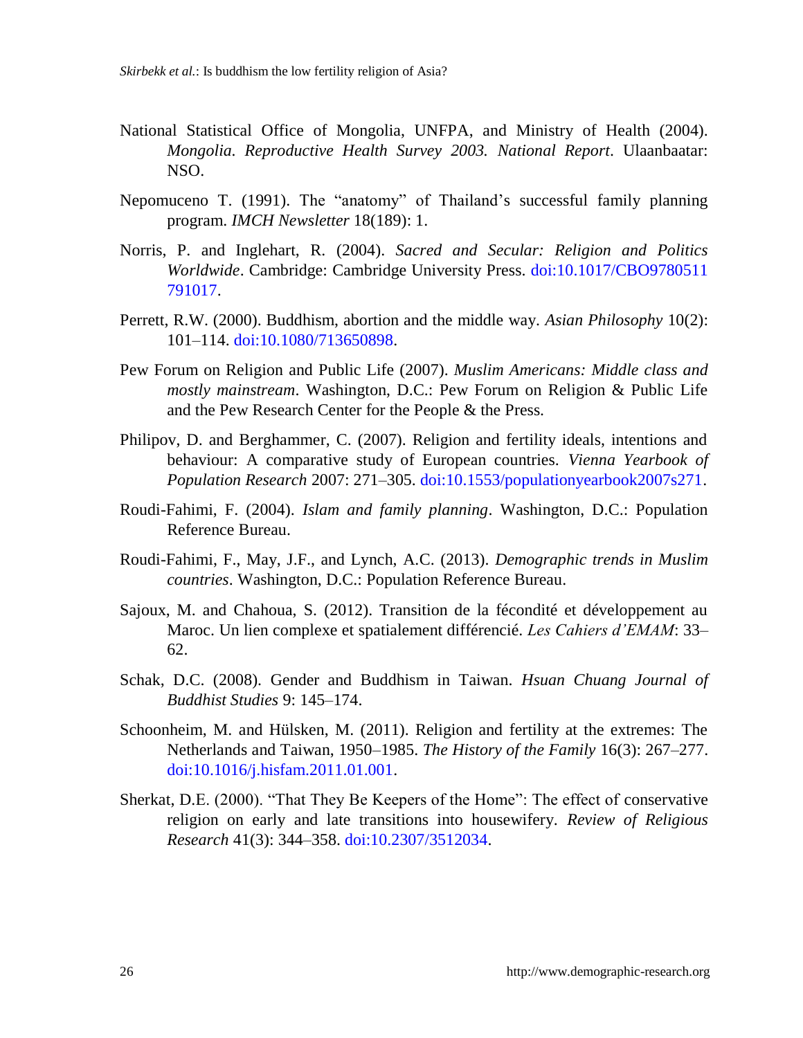National Statistical Office of Mongolia, UNFPA, and Ministry of Health (2004). *Mongolia. Reproductive Health Survey 2003. National Report*. Ulaanbaatar: NSO.

Nepomuceno T. (1991). The "anatomy" of Thailand's successful family planning program. *IMCH Newsletter* 18(189): 1.

Norris, P. and Inglehart, R. (2004). *Sacred and Secular: Religion and Politics Worldwide*. Cambridge: Cambridge University Press. doi:10.1017/CBO9780511791017.

Perrett, R.W. (2000). Buddhism, abortion and the middle way. *Asian Philosophy* 10(2): 101–114. doi:10.1080/713650898.

Pew Forum on Religion and Public Life (2007). *Muslim Americans: Middle class and mostly mainstream*. Washington, D.C.: Pew Forum on Religion & Public Life and the Pew Research Center for the People & the Press.

Philipov, D. and Berghammer, C. (2007). Religion and fertility ideals, intentions and behaviour: A comparative study of European countries. *Vienna Yearbook of Population Research* 2007: 271–305. doi:10.1553/populationyearbook2007s271.

Roudi-Fahimi, F. (2004). *Islam and family planning*. Washington, D.C.: Population Reference Bureau.

Roudi-Fahimi, F., May, J.F., and Lynch, A.C. (2013). *Demographic trends in Muslim countries*. Washington, D.C.: Population Reference Bureau.

Sajoux, M. and Chahoua, S. (2012). Transition de la fécondité et développement au Maroc. Un lien complexe et spatialement différencié. *Les Cahiers d'EMAM*: 33–62.

Schak, D.C. (2008). Gender and Buddhism in Taiwan. *Hsuan Chuang Journal of Buddhist Studies* 9: 145–174.

Schoonheim, M. and Hülsken, M. (2011). Religion and fertility at the extremes: The Netherlands and Taiwan, 1950–1985. *The History of the Family* 16(3): 267–277. doi:10.1016/j.hisfam.2011.01.001.

Sherkat, D.E. (2000). "That They Be Keepers of the Home": The effect of conservative religion on early and late transitions into housewifery. *Review of Religious Research* 41(3): 344–358. doi:10.2307/3512034.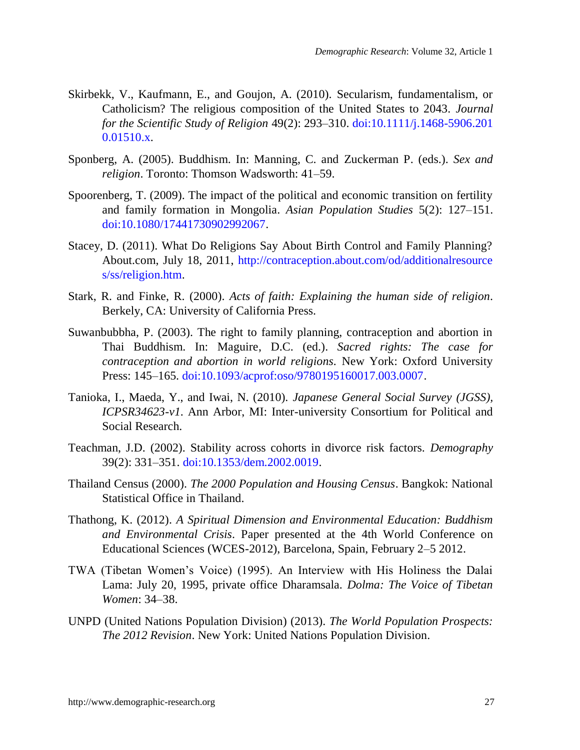Skirbekk, V., Kaufmann, E., and Goujon, A. (2010). Secularism, fundamentalism, or Catholicism? The religious composition of the United States to 2043. *Journal for the Scientific Study of Religion* 49(2): 293–310. doi:10.1111/j.1468-5906.2010.01510.x.

Sponberg, A. (2005). Buddhism. In: Manning, C. and Zuckerman P. (eds.). *Sex and religion*. Toronto: Thomson Wadsworth: 41–59.

Spoorenberg, T. (2009). The impact of the political and economic transition on fertility and family formation in Mongolia. *Asian Population Studies* 5(2): 127–151. doi:10.1080/17441730902992067.

Stacey, D. (2011). What Do Religions Say About Birth Control and Family Planning? About.com, July 18, 2011, http://contraception.about.com/od/additionalresources/ss/religion.htm.

Stark, R. and Finke, R. (2000). *Acts of faith: Explaining the human side of religion*. Berkely, CA: University of California Press.

Suwanbubbha, P. (2003). The right to family planning, contraception and abortion in Thai Buddhism. In: Maguire, D.C. (ed.). *Sacred rights: The case for contraception and abortion in world religions*. New York: Oxford University Press: 145–165. doi:10.1093/acprof:oso/9780195160017.003.0007.

Tanioka, I., Maeda, Y., and Iwai, N. (2010). *Japanese General Social Survey (JGSS), ICPSR34623-v1*. Ann Arbor, MI: Inter-university Consortium for Political and Social Research.

Teachman, J.D. (2002). Stability across cohorts in divorce risk factors. *Demography* 39(2): 331–351. doi:10.1353/dem.2002.0019.

Thailand Census (2000). *The 2000 Population and Housing Census*. Bangkok: National Statistical Office in Thailand.

Thathong, K. (2012). *A Spiritual Dimension and Environmental Education: Buddhism and Environmental Crisis*. Paper presented at the 4th World Conference on Educational Sciences (WCES-2012), Barcelona, Spain, February 2–5 2012.

TWA (Tibetan Women's Voice) (1995). An Interview with His Holiness the Dalai Lama: July 20, 1995, private office Dharamsala. *Dolma: The Voice of Tibetan Women*: 34–38.

UNPD (United Nations Population Division) (2013). *The World Population Prospects: The 2012 Revision*. New York: United Nations Population Division.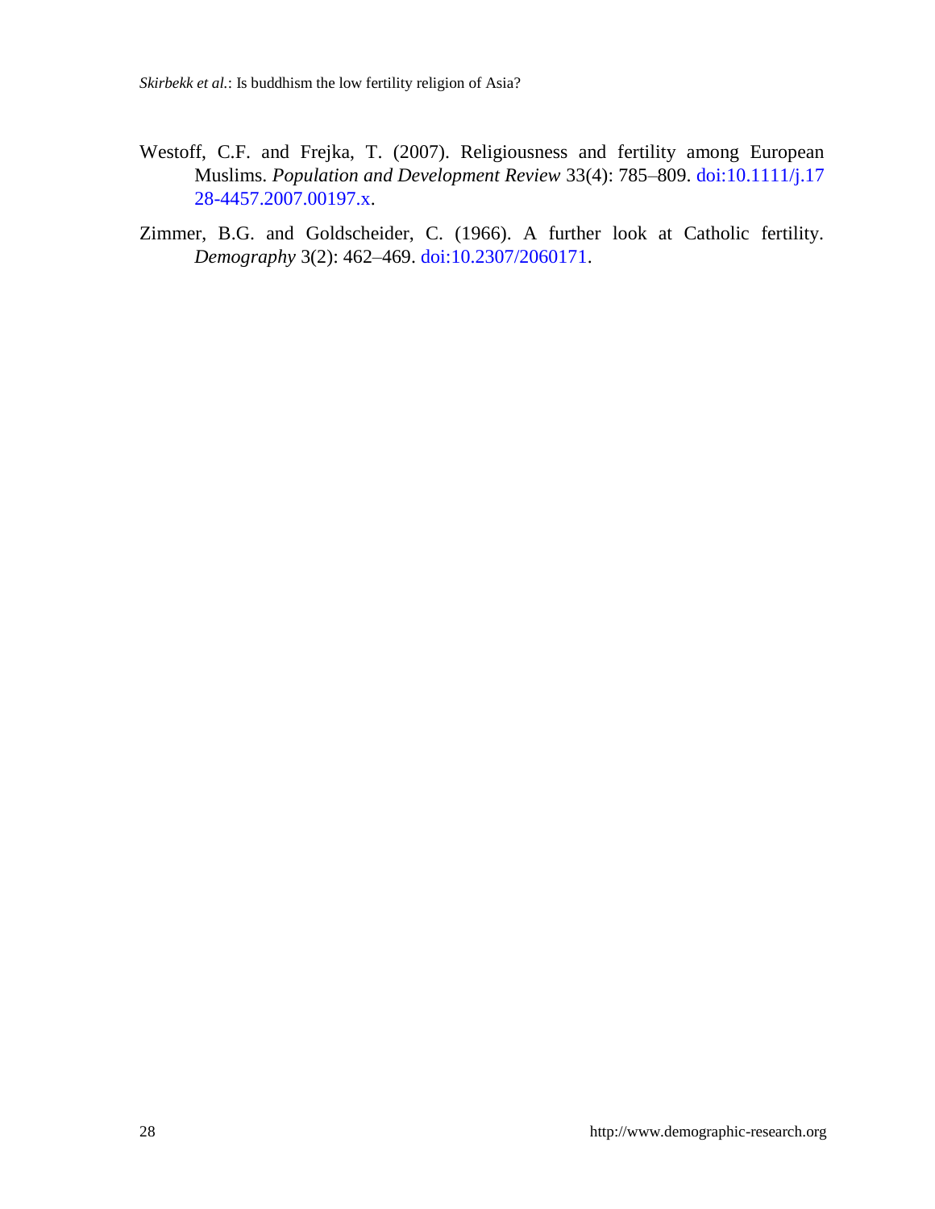Westoff, C.F. and Frejka, T. (2007). Religiousness and fertility among European Muslims. *Population and Development Review* 33(4): 785–809. doi:10.1111/j.1728-4457.2007.00197.x.

Zimmer, B.G. and Goldscheider, C. (1966). A further look at Catholic fertility. *Demography* 3(2): 462–469. doi:10.2307/2060171.